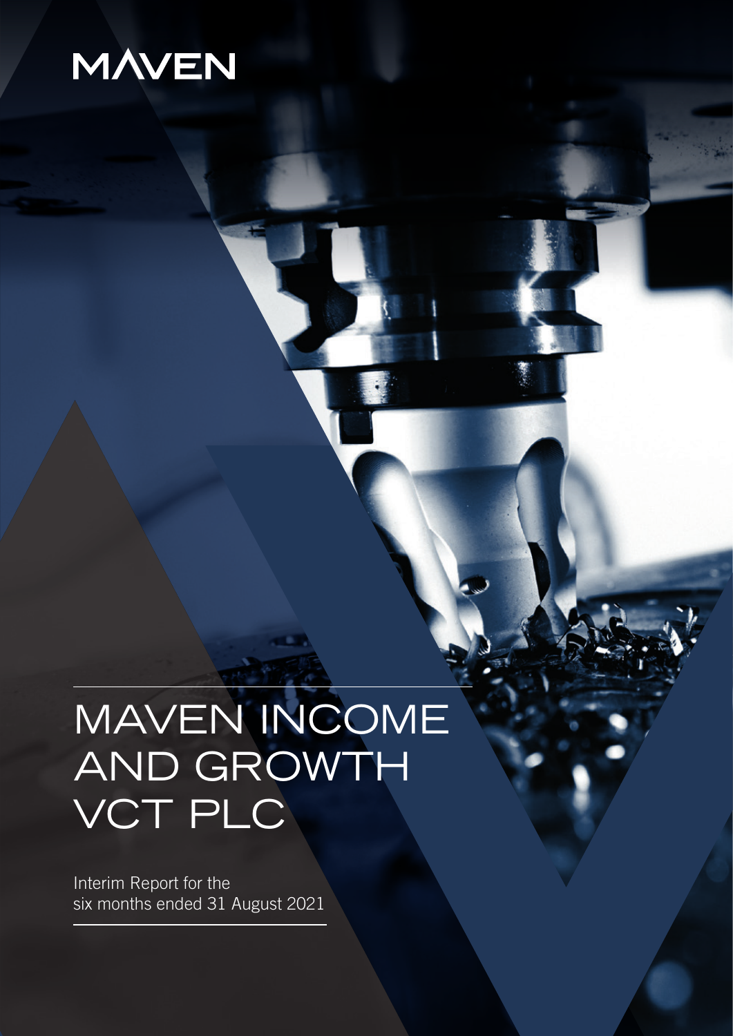MAVEN

# MAVEN INCOME AND GROWTH VCT PLC

Interim Report for the six months ended 31 August 2021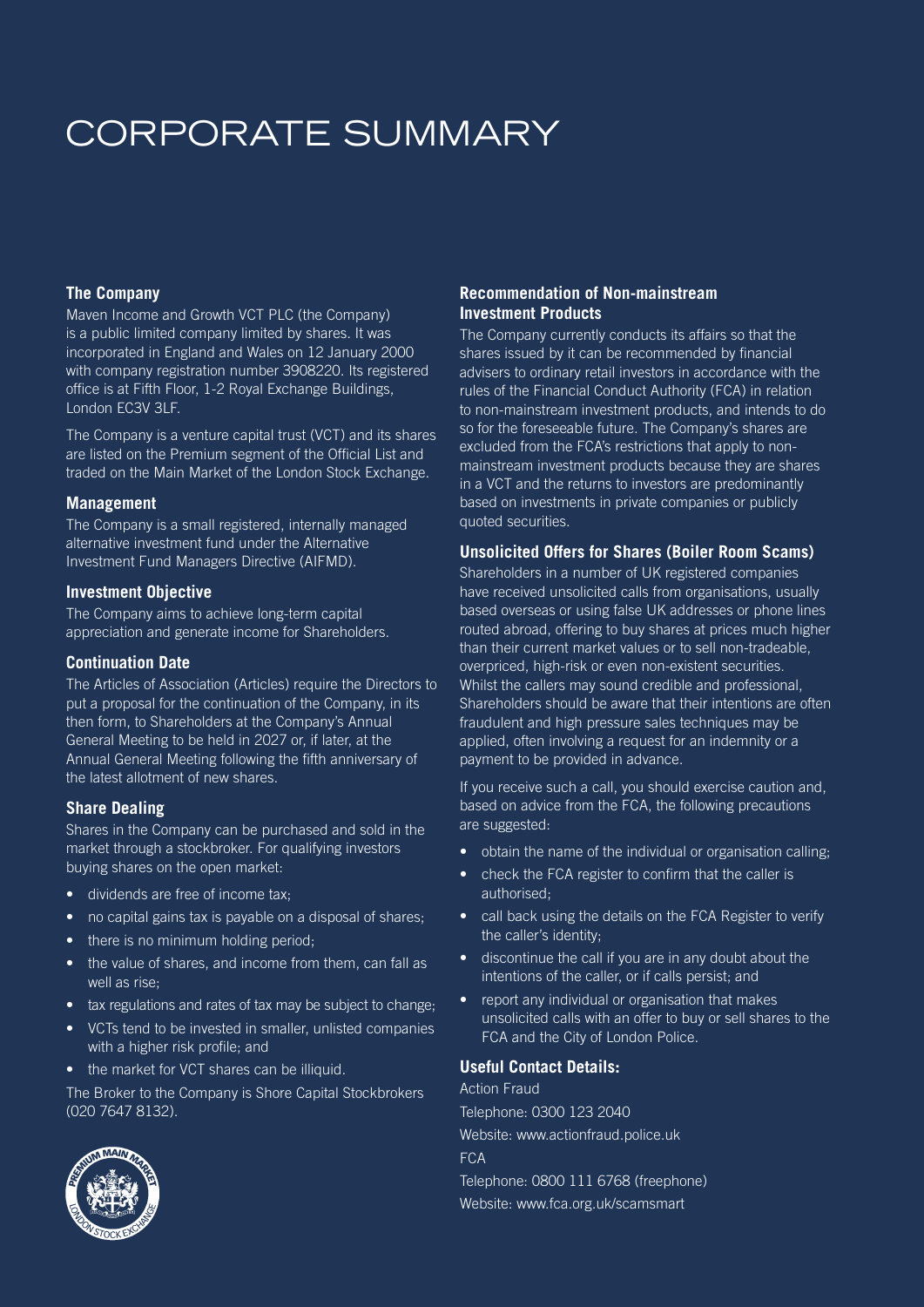# CORPORATE SUMMARY

## The Company

Maven Income and Growth VCT PLC (the Company) is a public limited company limited by shares. It was incorporated in England and Wales on 12 January 2000 with company registration number 3908220. Its registered office is at Fifth Floor, 1-2 Royal Exchange Buildings, London EC3V 3LF.

The Company is a venture capital trust (VCT) and its shares are listed on the Premium segment of the Official List and traded on the Main Market of the London Stock Exchange.

## Management

The Company is a small registered, internally managed alternative investment fund under the Alternative Investment Fund Managers Directive (AIFMD).

## Investment Objective

The Company aims to achieve long-term capital appreciation and generate income for Shareholders.

## Continuation Date

The Articles of Association (Articles) require the Directors to put a proposal for the continuation of the Company, in its then form, to Shareholders at the Company's Annual General Meeting to be held in 2027 or, if later, at the Annual General Meeting following the fifth anniversary of the latest allotment of new shares.

## Share Dealing

Shares in the Company can be purchased and sold in the market through a stockbroker. For qualifying investors buying shares on the open market:

- dividends are free of income tax;
- no capital gains tax is payable on a disposal of shares;
- there is no minimum holding period;
- the value of shares, and income from them, can fall as well as rise;
- tax regulations and rates of tax may be subject to change;
- VCTs tend to be invested in smaller, unlisted companies with a higher risk profile; and
- the market for VCT shares can be illiquid.

The Broker to the Company is Shore Capital Stockbrokers (020 7647 8132).

## Recommendation of Non-mainstream Investment Products

The Company currently conducts its affairs so that the shares issued by it can be recommended by financial advisers to ordinary retail investors in accordance with the rules of the Financial Conduct Authority (FCA) in relation to non-mainstream investment products, and intends to do so for the foreseeable future. The Company's shares are excluded from the FCA's restrictions that apply to non-mainstream investment products because they are shares in a VCT and the returns to investors are predominantly based on investments in private companies or publicly quoted securities.

## Unsolicited Offers for Shares (Boiler Room Scams)

Shareholders in a number of UK registered companies have received unsolicited calls from organisations, usually based overseas or using false UK addresses or phone lines routed abroad, offering to buy shares at prices much higher than their current market values or to sell non-tradeable, overpriced, high-risk or even non-existent securities. Whilst the callers may sound credible and professional, Shareholders should be aware that their intentions are often fraudulent and high pressure sales techniques may be applied, often involving a request for an indemnity or a payment to be provided in advance.

If you receive such a call, you should exercise caution and, based on advice from the FCA, the following precautions are suggested:

- obtain the name of the individual or organisation calling;
- check the FCA register to confirm that the caller is authorised;
- call back using the details on the FCA Register to verify the caller's identity;
- discontinue the call if you are in any doubt about the intentions of the caller, or if calls persist; and
- report any individual or organisation that makes unsolicited calls with an offer to buy or sell shares to the FCA and the City of London Police.

## Useful Contact Details:

Action Fraud

Telephone: 0300 123 2040

Website: www.actionfraud.police.uk

FCA

Telephone: 0800 111 6768 (freephone)

Website: www.fca.org.uk/scamsmart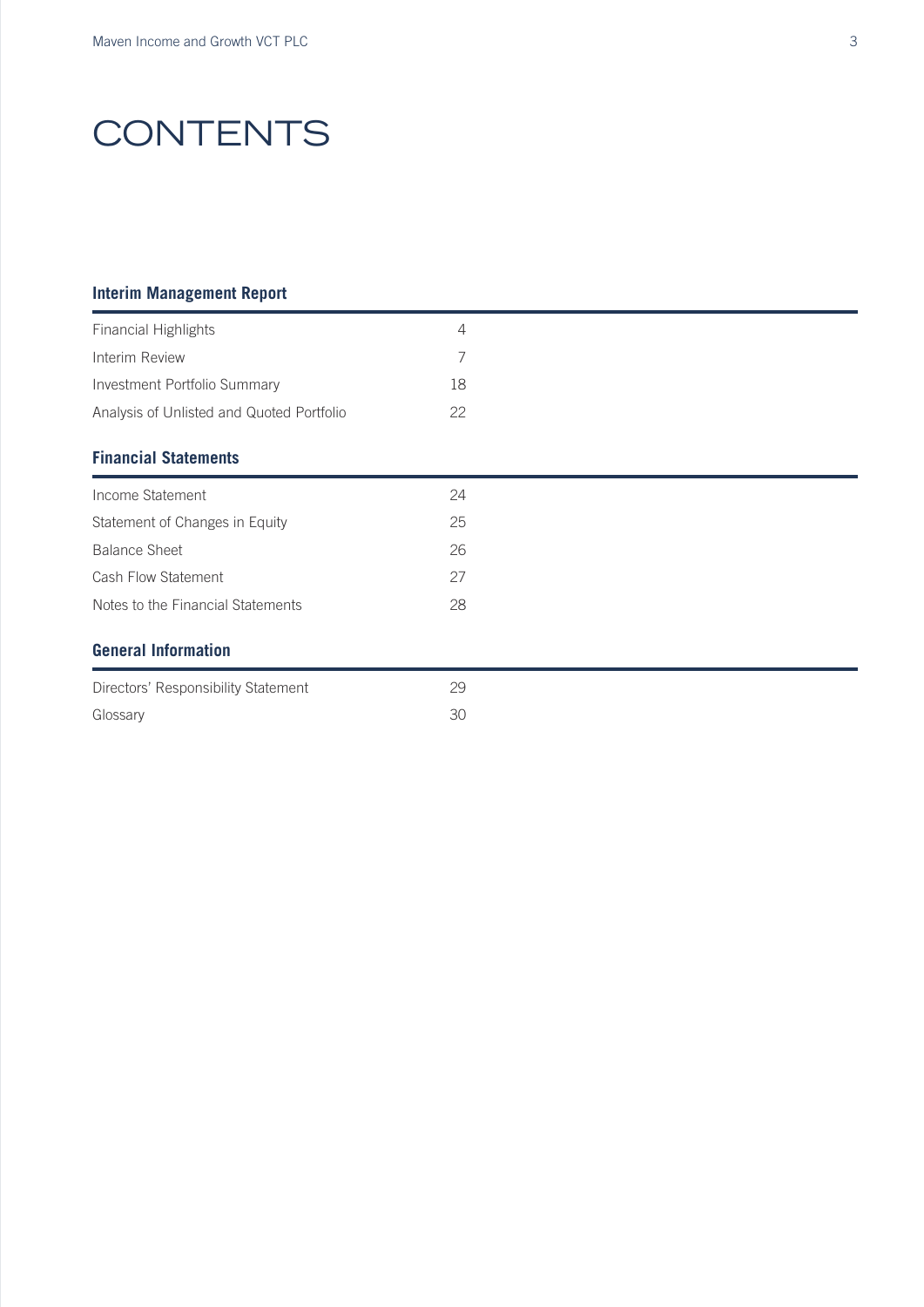# CONTENTS

## Interim Management Report

| | |
|---|---|
| Financial Highlights | 4 |
| Interim Review | 7 |
| Investment Portfolio Summary | 18 |
| Analysis of Unlisted and Quoted Portfolio | 22 |

## Financial Statements

| | |
|---|---|
| Income Statement | 24 |
| Statement of Changes in Equity | 25 |
| Balance Sheet | 26 |
| Cash Flow Statement | 27 |
| Notes to the Financial Statements | 28 |

## General Information

| | |
|---|---|
| Directors' Responsibility Statement | 29 |
| Glossary | 30 |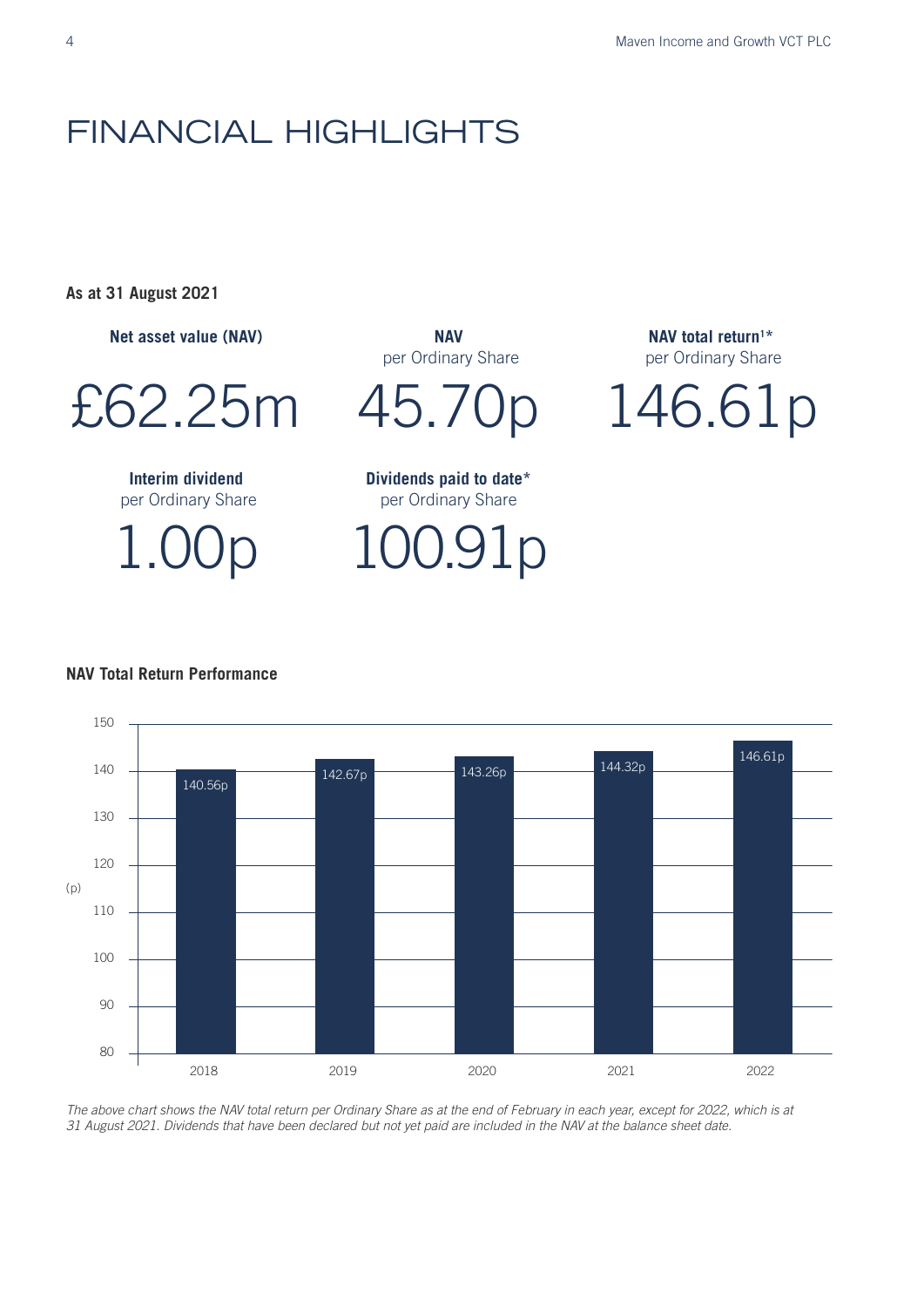# FINANCIAL HIGHLIGHTS

**As at 31 August 2021**

**Net asset value (NAV)**

£62.25m

**NAV** per Ordinary Share

45.70p

**NAV total return[1]*** per Ordinary Share

146.61p

**Interim dividend** per Ordinary Share

1.00p

**Dividends paid to date*** per Ordinary Share

100.91p

**NAV Total Return Performance**

| Year | NAV total return (p) |
|---|---|
| 2018 | 140.56p |
| 2019 | 142.67p |
| 2020 | 143.26p |
| 2021 | 144.32p |
| 2022 | 146.61p |

*The above chart shows the NAV total return per Ordinary Share as at the end of February in each year, except for 2022, which is at 31 August 2021. Dividends that have been declared but not yet paid are included in the NAV at the balance sheet date.*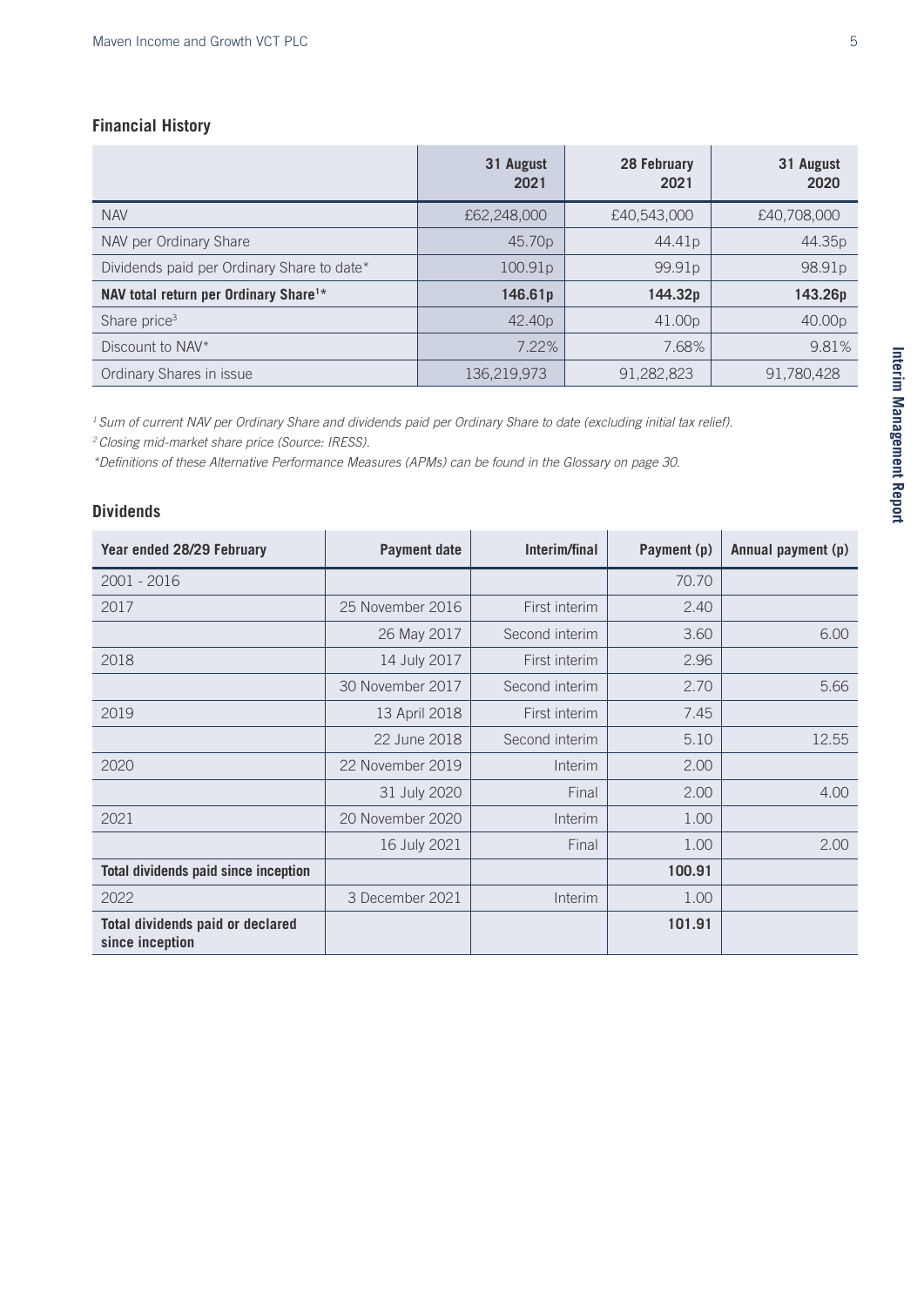## Financial History

| | 31 August 2021 | 28 February 2021 | 31 August 2020 |
|---|---|---|---|
| NAV | £62,248,000 | £40,543,000 | £40,708,000 |
| NAV per Ordinary Share | 45.70p | 44.41p | 44.35p |
| Dividends paid per Ordinary Share to date* | 100.91p | 99.91p | 98.91p |
| **NAV total return per Ordinary Share[1]*** | **146.61p** | **144.32p** | **143.26p** |
| Share price[3] | 42.40p | 41.00p | 40.00p |
| Discount to NAV* | 7.22% | 7.68% | 9.81% |
| Ordinary Shares in issue | 136,219,973 | 91,282,823 | 91,780,428 |

*[1] Sum of current NAV per Ordinary Share and dividends paid per Ordinary Share to date (excluding initial tax relief).*

*[2] Closing mid-market share price (Source: IRESS).*

**Definitions of these Alternative Performance Measures (APMs) can be found in the Glossary on page 30.*

## Dividends

| Year ended 28/29 February | Payment date | Interim/final | Payment (p) | Annual payment (p) |
|---|---|---|---|---|
| 2001 - 2016 | | | 70.70 | |
| 2017 | 25 November 2016 | First interim | 2.40 | |
| | 26 May 2017 | Second interim | 3.60 | 6.00 |
| 2018 | 14 July 2017 | First interim | 2.96 | |
| | 30 November 2017 | Second interim | 2.70 | 5.66 |
| 2019 | 13 April 2018 | First interim | 7.45 | |
| | 22 June 2018 | Second interim | 5.10 | 12.55 |
| 2020 | 22 November 2019 | Interim | 2.00 | |
| | 31 July 2020 | Final | 2.00 | 4.00 |
| 2021 | 20 November 2020 | Interim | 1.00 | |
| | 16 July 2021 | Final | 1.00 | 2.00 |
| **Total dividends paid since inception** | | | **100.91** | |
| 2022 | 3 December 2021 | Interim | 1.00 | |
| **Total dividends paid or declared since inception** | | | **101.91** | |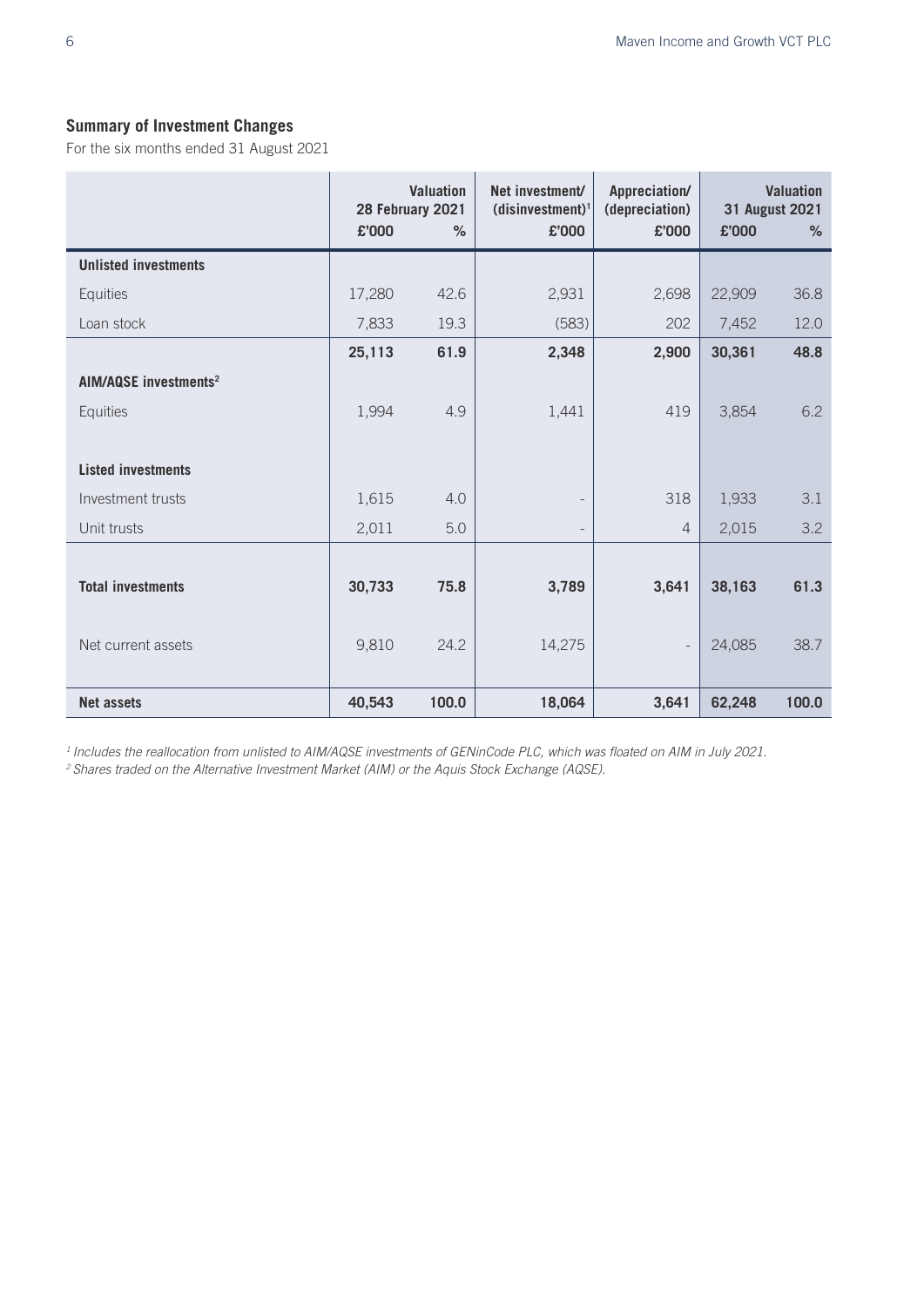## Summary of Investment Changes

For the six months ended 31 August 2021

| | Valuation 28 February 2021 | | Net investment/ (disinvestment)[1] | Appreciation/ (depreciation) | Valuation 31 August 2021 | |
|---|---|---|---|---|---|---|
| | £'000 | % | £'000 | £'000 | £'000 | % |
| **Unlisted investments** | | | | | | |
| Equities | 17,280 | 42.6 | 2,931 | 2,698 | 22,909 | 36.8 |
| Loan stock | 7,833 | 19.3 | (583) | 202 | 7,452 | 12.0 |
| | **25,113** | **61.9** | **2,348** | **2,900** | **30,361** | **48.8** |
| **AIM/AQSE investments[2]** | | | | | | |
| Equities | 1,994 | 4.9 | 1,441 | 419 | 3,854 | 6.2 |
| **Listed investments** | | | | | | |
| Investment trusts | 1,615 | 4.0 | - | 318 | 1,933 | 3.1 |
| Unit trusts | 2,011 | 5.0 | - | 4 | 2,015 | 3.2 |
| **Total investments** | **30,733** | **75.8** | **3,789** | **3,641** | **38,163** | **61.3** |
| Net current assets | 9,810 | 24.2 | 14,275 | - | 24,085 | 38.7 |
| **Net assets** | **40,543** | **100.0** | **18,064** | **3,641** | **62,248** | **100.0** |

*[1] Includes the reallocation from unlisted to AIM/AQSE investments of GENinCode PLC, which was floated on AIM in July 2021.*
*[2] Shares traded on the Alternative Investment Market (AIM) or the Aquis Stock Exchange (AQSE).*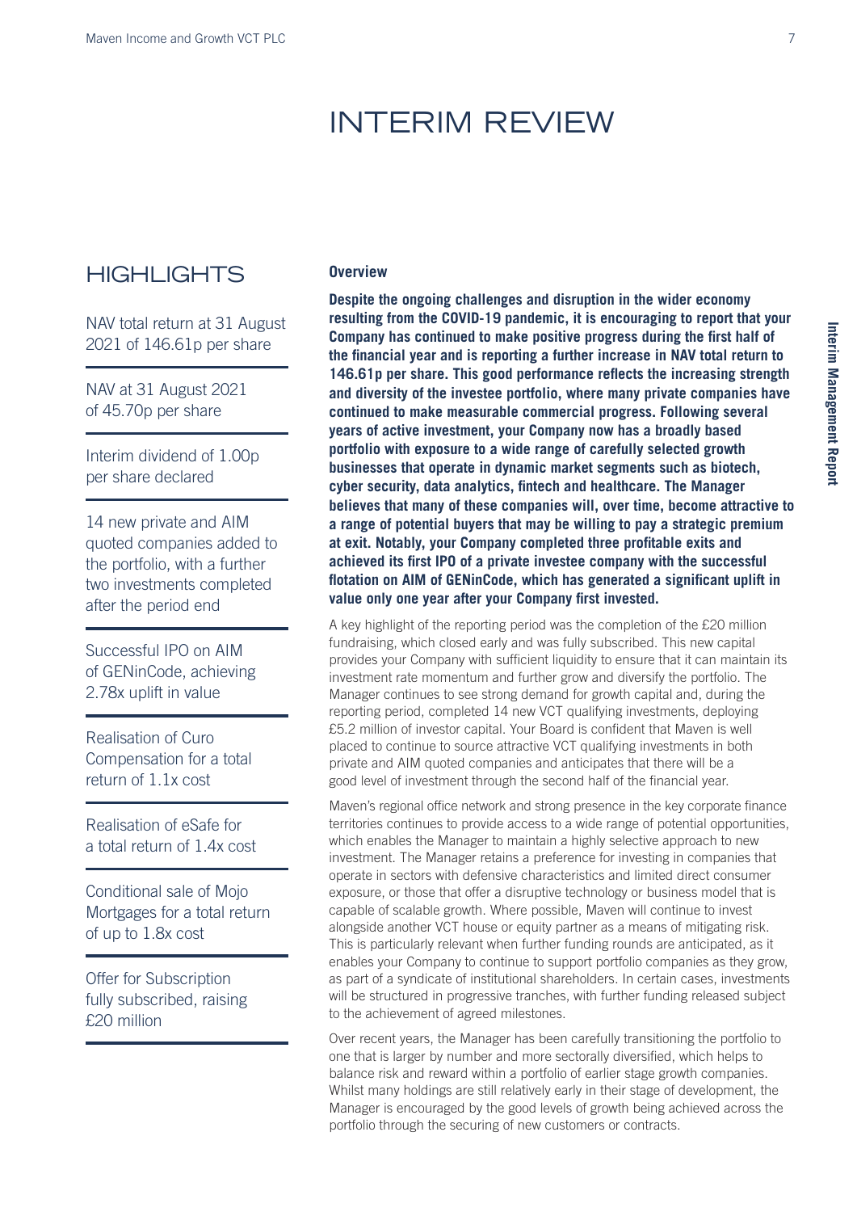# INTERIM REVIEW

## HIGHLIGHTS

NAV total return at 31 August 2021 of 146.61p per share

NAV at 31 August 2021 of 45.70p per share

Interim dividend of 1.00p per share declared

14 new private and AIM quoted companies added to the portfolio, with a further two investments completed after the period end

Successful IPO on AIM of GENinCode, achieving 2.78x uplift in value

Realisation of Curo Compensation for a total return of 1.1x cost

Realisation of eSafe for a total return of 1.4x cost

Conditional sale of Mojo Mortgages for a total return of up to 1.8x cost

Offer for Subscription fully subscribed, raising £20 million

### Overview

**Despite the ongoing challenges and disruption in the wider economy resulting from the COVID-19 pandemic, it is encouraging to report that your Company has continued to make positive progress during the first half of the financial year and is reporting a further increase in NAV total return to 146.61p per share. This good performance reflects the increasing strength and diversity of the investee portfolio, where many private companies have continued to make measurable commercial progress. Following several years of active investment, your Company now has a broadly based portfolio with exposure to a wide range of carefully selected growth businesses that operate in dynamic market segments such as biotech, cyber security, data analytics, fintech and healthcare. The Manager believes that many of these companies will, over time, become attractive to a range of potential buyers that may be willing to pay a strategic premium at exit. Notably, your Company completed three profitable exits and achieved its first IPO of a private investee company with the successful flotation on AIM of GENinCode, which has generated a significant uplift in value only one year after your Company first invested.**

A key highlight of the reporting period was the completion of the £20 million fundraising, which closed early and was fully subscribed. This new capital provides your Company with sufficient liquidity to ensure that it can maintain its investment rate momentum and further grow and diversify the portfolio. The Manager continues to see strong demand for growth capital and, during the reporting period, completed 14 new VCT qualifying investments, deploying £5.2 million of investor capital. Your Board is confident that Maven is well placed to continue to source attractive VCT qualifying investments in both private and AIM quoted companies and anticipates that there will be a good level of investment through the second half of the financial year.

Maven's regional office network and strong presence in the key corporate finance territories continues to provide access to a wide range of potential opportunities, which enables the Manager to maintain a highly selective approach to new investment. The Manager retains a preference for investing in companies that operate in sectors with defensive characteristics and limited direct consumer exposure, or those that offer a disruptive technology or business model that is capable of scalable growth. Where possible, Maven will continue to invest alongside another VCT house or equity partner as a means of mitigating risk. This is particularly relevant when further funding rounds are anticipated, as it enables your Company to continue to support portfolio companies as they grow, as part of a syndicate of institutional shareholders. In certain cases, investments will be structured in progressive tranches, with further funding released subject to the achievement of agreed milestones.

Over recent years, the Manager has been carefully transitioning the portfolio to one that is larger by number and more sectorally diversified, which helps to balance risk and reward within a portfolio of earlier stage growth companies. Whilst many holdings are still relatively early in their stage of development, the Manager is encouraged by the good levels of growth being achieved across the portfolio through the securing of new customers or contracts.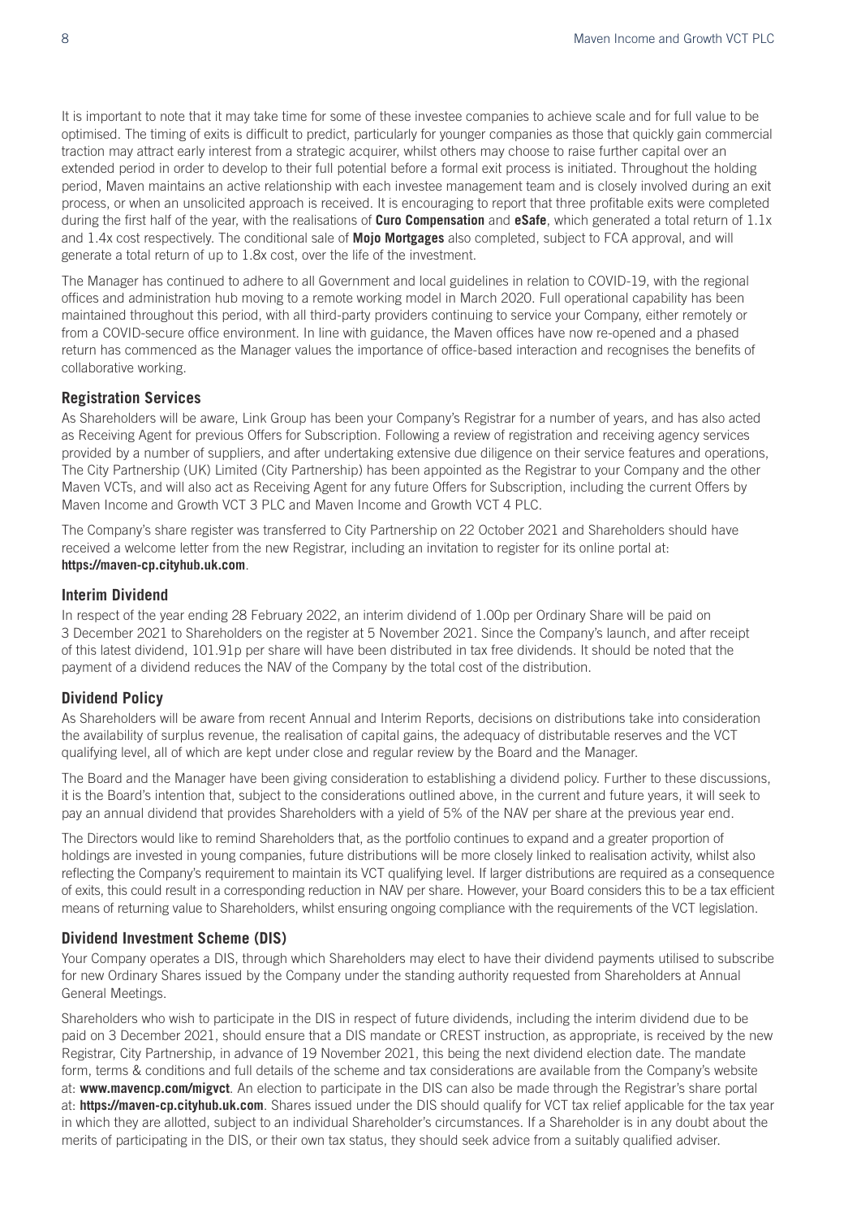It is important to note that it may take time for some of these investee companies to achieve scale and for full value to be optimised. The timing of exits is difficult to predict, particularly for younger companies as those that quickly gain commercial traction may attract early interest from a strategic acquirer, whilst others may choose to raise further capital over an extended period in order to develop to their full potential before a formal exit process is initiated. Throughout the holding period, Maven maintains an active relationship with each investee management team and is closely involved during an exit process, or when an unsolicited approach is received. It is encouraging to report that three profitable exits were completed during the first half of the year, with the realisations of **Curo Compensation** and **eSafe**, which generated a total return of 1.1x and 1.4x cost respectively. The conditional sale of **Mojo Mortgages** also completed, subject to FCA approval, and will generate a total return of up to 1.8x cost, over the life of the investment.

The Manager has continued to adhere to all Government and local guidelines in relation to COVID-19, with the regional offices and administration hub moving to a remote working model in March 2020. Full operational capability has been maintained throughout this period, with all third-party providers continuing to service your Company, either remotely or from a COVID-secure office environment. In line with guidance, the Maven offices have now re-opened and a phased return has commenced as the Manager values the importance of office-based interaction and recognises the benefits of collaborative working.

## Registration Services

As Shareholders will be aware, Link Group has been your Company's Registrar for a number of years, and has also acted as Receiving Agent for previous Offers for Subscription. Following a review of registration and receiving agency services provided by a number of suppliers, and after undertaking extensive due diligence on their service features and operations, The City Partnership (UK) Limited (City Partnership) has been appointed as the Registrar to your Company and the other Maven VCTs, and will also act as Receiving Agent for any future Offers for Subscription, including the current Offers by Maven Income and Growth VCT 3 PLC and Maven Income and Growth VCT 4 PLC.

The Company's share register was transferred to City Partnership on 22 October 2021 and Shareholders should have received a welcome letter from the new Registrar, including an invitation to register for its online portal at: **https://maven-cp.cityhub.uk.com**.

## Interim Dividend

In respect of the year ending 28 February 2022, an interim dividend of 1.00p per Ordinary Share will be paid on 3 December 2021 to Shareholders on the register at 5 November 2021. Since the Company's launch, and after receipt of this latest dividend, 101.91p per share will have been distributed in tax free dividends. It should be noted that the payment of a dividend reduces the NAV of the Company by the total cost of the distribution.

## Dividend Policy

As Shareholders will be aware from recent Annual and Interim Reports, decisions on distributions take into consideration the availability of surplus revenue, the realisation of capital gains, the adequacy of distributable reserves and the VCT qualifying level, all of which are kept under close and regular review by the Board and the Manager.

The Board and the Manager have been giving consideration to establishing a dividend policy. Further to these discussions, it is the Board's intention that, subject to the considerations outlined above, in the current and future years, it will seek to pay an annual dividend that provides Shareholders with a yield of 5% of the NAV per share at the previous year end.

The Directors would like to remind Shareholders that, as the portfolio continues to expand and a greater proportion of holdings are invested in young companies, future distributions will be more closely linked to realisation activity, whilst also reflecting the Company's requirement to maintain its VCT qualifying level. If larger distributions are required as a consequence of exits, this could result in a corresponding reduction in NAV per share. However, your Board considers this to be a tax efficient means of returning value to Shareholders, whilst ensuring ongoing compliance with the requirements of the VCT legislation.

## Dividend Investment Scheme (DIS)

Your Company operates a DIS, through which Shareholders may elect to have their dividend payments utilised to subscribe for new Ordinary Shares issued by the Company under the standing authority requested from Shareholders at Annual General Meetings.

Shareholders who wish to participate in the DIS in respect of future dividends, including the interim dividend due to be paid on 3 December 2021, should ensure that a DIS mandate or CREST instruction, as appropriate, is received by the new Registrar, City Partnership, in advance of 19 November 2021, this being the next dividend election date. The mandate form, terms & conditions and full details of the scheme and tax considerations are available from the Company's website at: **www.mavencp.com/migvct**. An election to participate in the DIS can also be made through the Registrar's share portal at: **https://maven-cp.cityhub.uk.com**. Shares issued under the DIS should qualify for VCT tax relief applicable for the tax year in which they are allotted, subject to an individual Shareholder's circumstances. If a Shareholder is in any doubt about the merits of participating in the DIS, or their own tax status, they should seek advice from a suitably qualified adviser.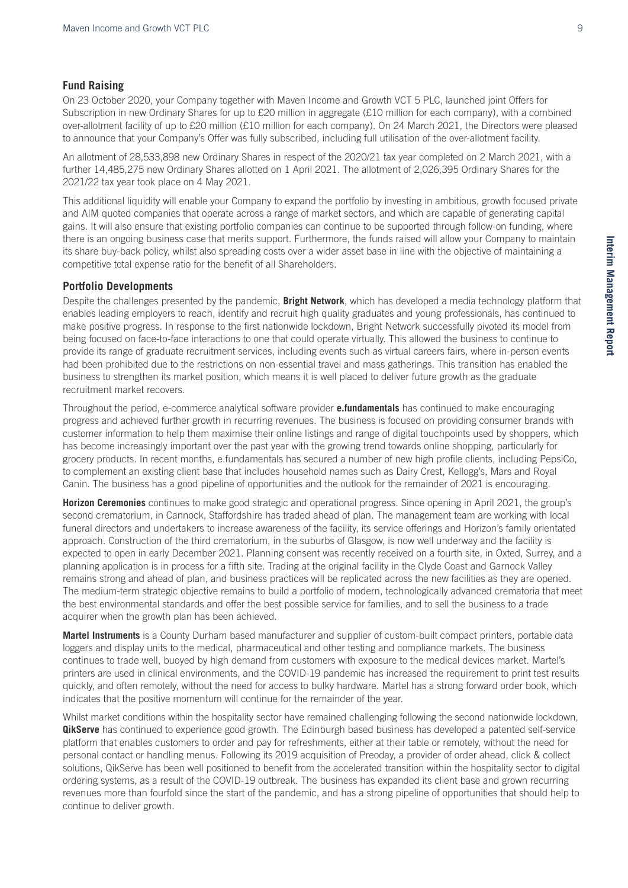## Fund Raising

On 23 October 2020, your Company together with Maven Income and Growth VCT 5 PLC, launched joint Offers for Subscription in new Ordinary Shares for up to £20 million in aggregate (£10 million for each company), with a combined over-allotment facility of up to £20 million (£10 million for each company). On 24 March 2021, the Directors were pleased to announce that your Company's Offer was fully subscribed, including full utilisation of the over-allotment facility.

An allotment of 28,533,898 new Ordinary Shares in respect of the 2020/21 tax year completed on 2 March 2021, with a further 14,485,275 new Ordinary Shares allotted on 1 April 2021. The allotment of 2,026,395 Ordinary Shares for the 2021/22 tax year took place on 4 May 2021.

This additional liquidity will enable your Company to expand the portfolio by investing in ambitious, growth focused private and AIM quoted companies that operate across a range of market sectors, and which are capable of generating capital gains. It will also ensure that existing portfolio companies can continue to be supported through follow-on funding, where there is an ongoing business case that merits support. Furthermore, the funds raised will allow your Company to maintain its share buy-back policy, whilst also spreading costs over a wider asset base in line with the objective of maintaining a competitive total expense ratio for the benefit of all Shareholders.

## Portfolio Developments

Despite the challenges presented by the pandemic, **Bright Network**, which has developed a media technology platform that enables leading employers to reach, identify and recruit high quality graduates and young professionals, has continued to make positive progress. In response to the first nationwide lockdown, Bright Network successfully pivoted its model from being focused on face-to-face interactions to one that could operate virtually. This allowed the business to continue to provide its range of graduate recruitment services, including events such as virtual careers fairs, where in-person events had been prohibited due to the restrictions on non-essential travel and mass gatherings. This transition has enabled the business to strengthen its market position, which means it is well placed to deliver future growth as the graduate recruitment market recovers.

Throughout the period, e-commerce analytical software provider **e.fundamentals** has continued to make encouraging progress and achieved further growth in recurring revenues. The business is focused on providing consumer brands with customer information to help them maximise their online listings and range of digital touchpoints used by shoppers, which has become increasingly important over the past year with the growing trend towards online shopping, particularly for grocery products. In recent months, e.fundamentals has secured a number of new high profile clients, including PepsiCo, to complement an existing client base that includes household names such as Dairy Crest, Kellogg's, Mars and Royal Canin. The business has a good pipeline of opportunities and the outlook for the remainder of 2021 is encouraging.

**Horizon Ceremonies** continues to make good strategic and operational progress. Since opening in April 2021, the group's second crematorium, in Cannock, Staffordshire has traded ahead of plan. The management team are working with local funeral directors and undertakers to increase awareness of the facility, its service offerings and Horizon's family orientated approach. Construction of the third crematorium, in the suburbs of Glasgow, is now well underway and the facility is expected to open in early December 2021. Planning consent was recently received on a fourth site, in Oxted, Surrey, and a planning application is in process for a fifth site. Trading at the original facility in the Clyde Coast and Garnock Valley remains strong and ahead of plan, and business practices will be replicated across the new facilities as they are opened. The medium-term strategic objective remains to build a portfolio of modern, technologically advanced crematoria that meet the best environmental standards and offer the best possible service for families, and to sell the business to a trade acquirer when the growth plan has been achieved.

**Martel Instruments** is a County Durham based manufacturer and supplier of custom-built compact printers, portable data loggers and display units to the medical, pharmaceutical and other testing and compliance markets. The business continues to trade well, buoyed by high demand from customers with exposure to the medical devices market. Martel's printers are used in clinical environments, and the COVID-19 pandemic has increased the requirement to print test results quickly, and often remotely, without the need for access to bulky hardware. Martel has a strong forward order book, which indicates that the positive momentum will continue for the remainder of the year.

Whilst market conditions within the hospitality sector have remained challenging following the second nationwide lockdown, **QikServe** has continued to experience good growth. The Edinburgh based business has developed a patented self-service platform that enables customers to order and pay for refreshments, either at their table or remotely, without the need for personal contact or handling menus. Following its 2019 acquisition of Preoday, a provider of order ahead, click & collect solutions, QikServe has been well positioned to benefit from the accelerated transition within the hospitality sector to digital ordering systems, as a result of the COVID-19 outbreak. The business has expanded its client base and grown recurring revenues more than fourfold since the start of the pandemic, and has a strong pipeline of opportunities that should help to continue to deliver growth.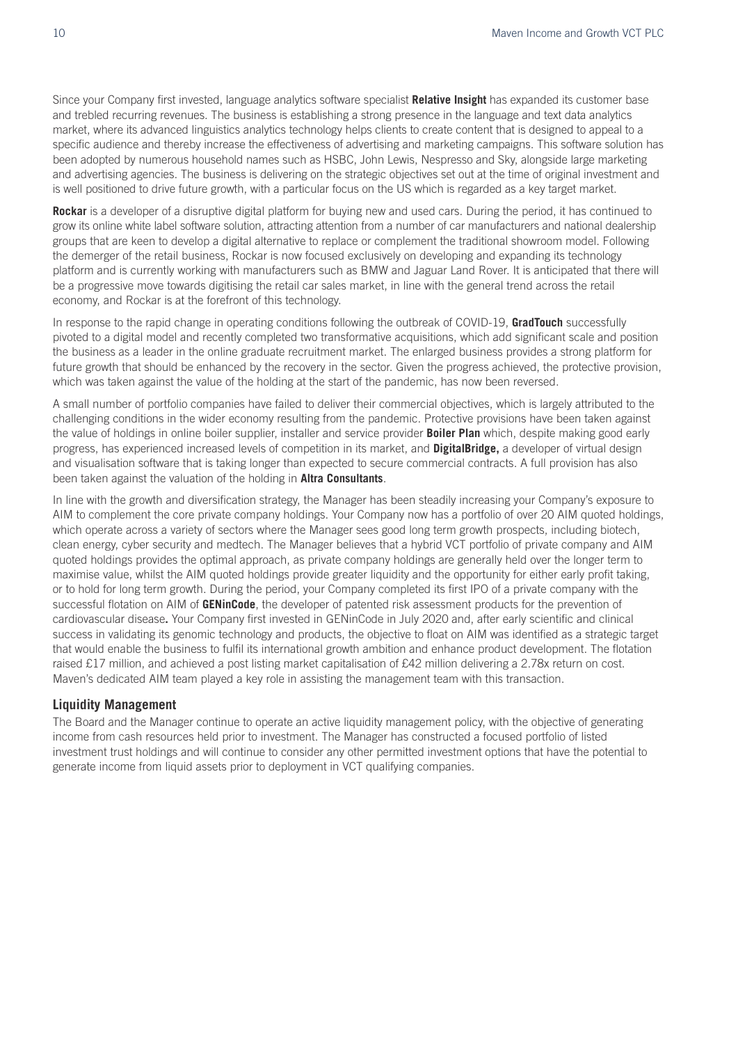Since your Company first invested, language analytics software specialist **Relative Insight** has expanded its customer base and trebled recurring revenues. The business is establishing a strong presence in the language and text data analytics market, where its advanced linguistics analytics technology helps clients to create content that is designed to appeal to a specific audience and thereby increase the effectiveness of advertising and marketing campaigns. This software solution has been adopted by numerous household names such as HSBC, John Lewis, Nespresso and Sky, alongside large marketing and advertising agencies. The business is delivering on the strategic objectives set out at the time of original investment and is well positioned to drive future growth, with a particular focus on the US which is regarded as a key target market.

**Rockar** is a developer of a disruptive digital platform for buying new and used cars. During the period, it has continued to grow its online white label software solution, attracting attention from a number of car manufacturers and national dealership groups that are keen to develop a digital alternative to replace or complement the traditional showroom model. Following the demerger of the retail business, Rockar is now focused exclusively on developing and expanding its technology platform and is currently working with manufacturers such as BMW and Jaguar Land Rover. It is anticipated that there will be a progressive move towards digitising the retail car sales market, in line with the general trend across the retail economy, and Rockar is at the forefront of this technology.

In response to the rapid change in operating conditions following the outbreak of COVID-19, **GradTouch** successfully pivoted to a digital model and recently completed two transformative acquisitions, which add significant scale and position the business as a leader in the online graduate recruitment market. The enlarged business provides a strong platform for future growth that should be enhanced by the recovery in the sector. Given the progress achieved, the protective provision, which was taken against the value of the holding at the start of the pandemic, has now been reversed.

A small number of portfolio companies have failed to deliver their commercial objectives, which is largely attributed to the challenging conditions in the wider economy resulting from the pandemic. Protective provisions have been taken against the value of holdings in online boiler supplier, installer and service provider **Boiler Plan** which, despite making good early progress, has experienced increased levels of competition in its market, and **DigitalBridge,** a developer of virtual design and visualisation software that is taking longer than expected to secure commercial contracts. A full provision has also been taken against the valuation of the holding in **Altra Consultants**.

In line with the growth and diversification strategy, the Manager has been steadily increasing your Company's exposure to AIM to complement the core private company holdings. Your Company now has a portfolio of over 20 AIM quoted holdings, which operate across a variety of sectors where the Manager sees good long term growth prospects, including biotech, clean energy, cyber security and medtech. The Manager believes that a hybrid VCT portfolio of private company and AIM quoted holdings provides the optimal approach, as private company holdings are generally held over the longer term to maximise value, whilst the AIM quoted holdings provide greater liquidity and the opportunity for either early profit taking, or to hold for long term growth. During the period, your Company completed its first IPO of a private company with the successful flotation on AIM of **GENinCode**, the developer of patented risk assessment products for the prevention of cardiovascular disease**.** Your Company first invested in GENinCode in July 2020 and, after early scientific and clinical success in validating its genomic technology and products, the objective to float on AIM was identified as a strategic target that would enable the business to fulfil its international growth ambition and enhance product development. The flotation raised £17 million, and achieved a post listing market capitalisation of £42 million delivering a 2.78x return on cost. Maven's dedicated AIM team played a key role in assisting the management team with this transaction.

## Liquidity Management

The Board and the Manager continue to operate an active liquidity management policy, with the objective of generating income from cash resources held prior to investment. The Manager has constructed a focused portfolio of listed investment trust holdings and will continue to consider any other permitted investment options that have the potential to generate income from liquid assets prior to deployment in VCT qualifying companies.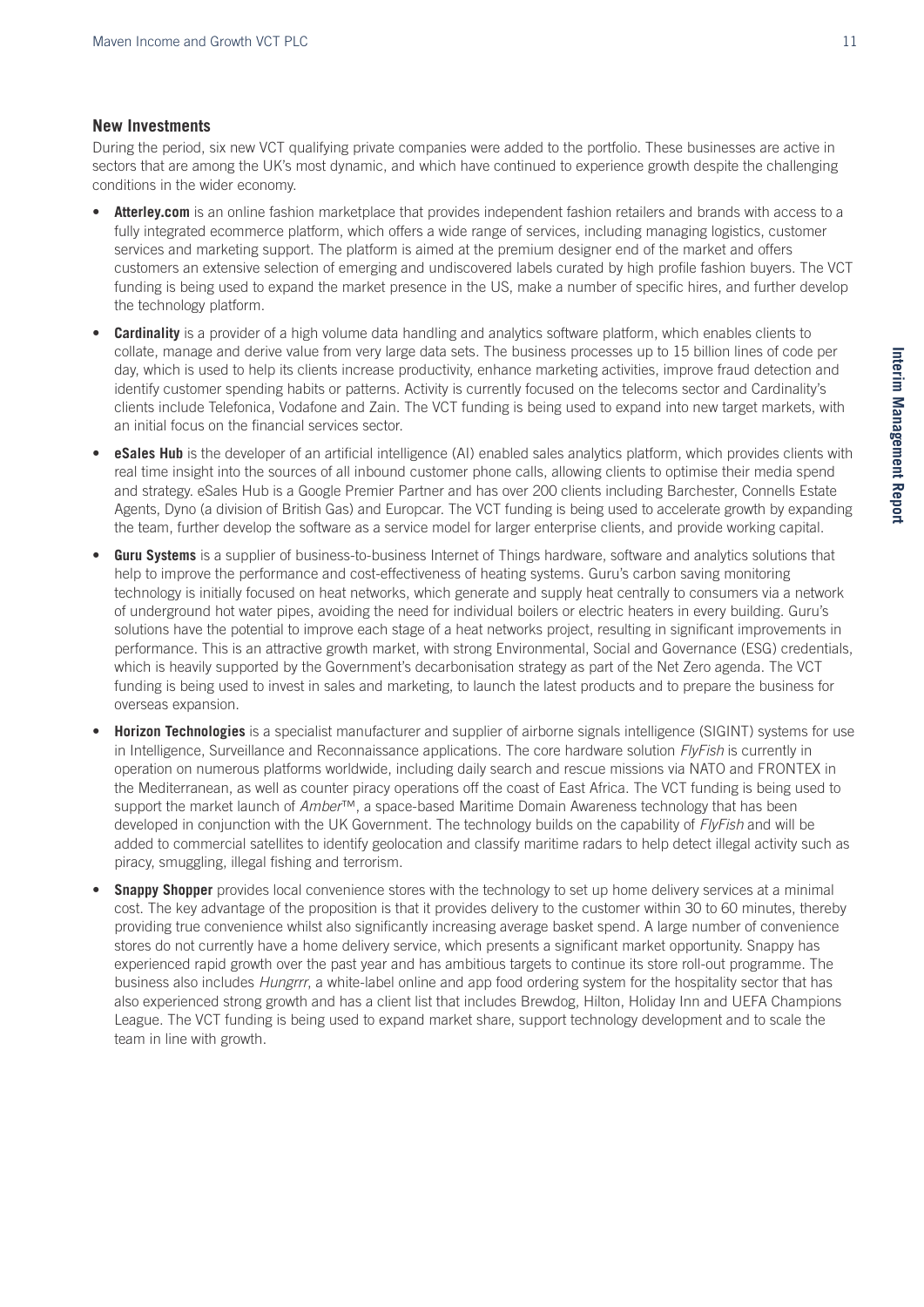## New Investments

During the period, six new VCT qualifying private companies were added to the portfolio. These businesses are active in sectors that are among the UK's most dynamic, and which have continued to experience growth despite the challenging conditions in the wider economy.

- **Atterley.com** is an online fashion marketplace that provides independent fashion retailers and brands with access to a fully integrated ecommerce platform, which offers a wide range of services, including managing logistics, customer services and marketing support. The platform is aimed at the premium designer end of the market and offers customers an extensive selection of emerging and undiscovered labels curated by high profile fashion buyers. The VCT funding is being used to expand the market presence in the US, make a number of specific hires, and further develop the technology platform.
- **Cardinality** is a provider of a high volume data handling and analytics software platform, which enables clients to collate, manage and derive value from very large data sets. The business processes up to 15 billion lines of code per day, which is used to help its clients increase productivity, enhance marketing activities, improve fraud detection and identify customer spending habits or patterns. Activity is currently focused on the telecoms sector and Cardinality's clients include Telefonica, Vodafone and Zain. The VCT funding is being used to expand into new target markets, with an initial focus on the financial services sector.
- **eSales Hub** is the developer of an artificial intelligence (AI) enabled sales analytics platform, which provides clients with real time insight into the sources of all inbound customer phone calls, allowing clients to optimise their media spend and strategy. eSales Hub is a Google Premier Partner and has over 200 clients including Barchester, Connells Estate Agents, Dyno (a division of British Gas) and Europcar. The VCT funding is being used to accelerate growth by expanding the team, further develop the software as a service model for larger enterprise clients, and provide working capital.
- **Guru Systems** is a supplier of business-to-business Internet of Things hardware, software and analytics solutions that help to improve the performance and cost-effectiveness of heating systems. Guru's carbon saving monitoring technology is initially focused on heat networks, which generate and supply heat centrally to consumers via a network of underground hot water pipes, avoiding the need for individual boilers or electric heaters in every building. Guru's solutions have the potential to improve each stage of a heat networks project, resulting in significant improvements in performance. This is an attractive growth market, with strong Environmental, Social and Governance (ESG) credentials, which is heavily supported by the Government's decarbonisation strategy as part of the Net Zero agenda. The VCT funding is being used to invest in sales and marketing, to launch the latest products and to prepare the business for overseas expansion.
- **Horizon Technologies** is a specialist manufacturer and supplier of airborne signals intelligence (SIGINT) systems for use in Intelligence, Surveillance and Reconnaissance applications. The core hardware solution *FlyFish* is currently in operation on numerous platforms worldwide, including daily search and rescue missions via NATO and FRONTEX in the Mediterranean, as well as counter piracy operations off the coast of East Africa. The VCT funding is being used to support the market launch of *Amber*™, a space-based Maritime Domain Awareness technology that has been developed in conjunction with the UK Government. The technology builds on the capability of *FlyFish* and will be added to commercial satellites to identify geolocation and classify maritime radars to help detect illegal activity such as piracy, smuggling, illegal fishing and terrorism.
- **Snappy Shopper** provides local convenience stores with the technology to set up home delivery services at a minimal cost. The key advantage of the proposition is that it provides delivery to the customer within 30 to 60 minutes, thereby providing true convenience whilst also significantly increasing average basket spend. A large number of convenience stores do not currently have a home delivery service, which presents a significant market opportunity. Snappy has experienced rapid growth over the past year and has ambitious targets to continue its store roll-out programme. The business also includes *Hungrrr*, a white-label online and app food ordering system for the hospitality sector that has also experienced strong growth and has a client list that includes Brewdog, Hilton, Holiday Inn and UEFA Champions League. The VCT funding is being used to expand market share, support technology development and to scale the team in line with growth.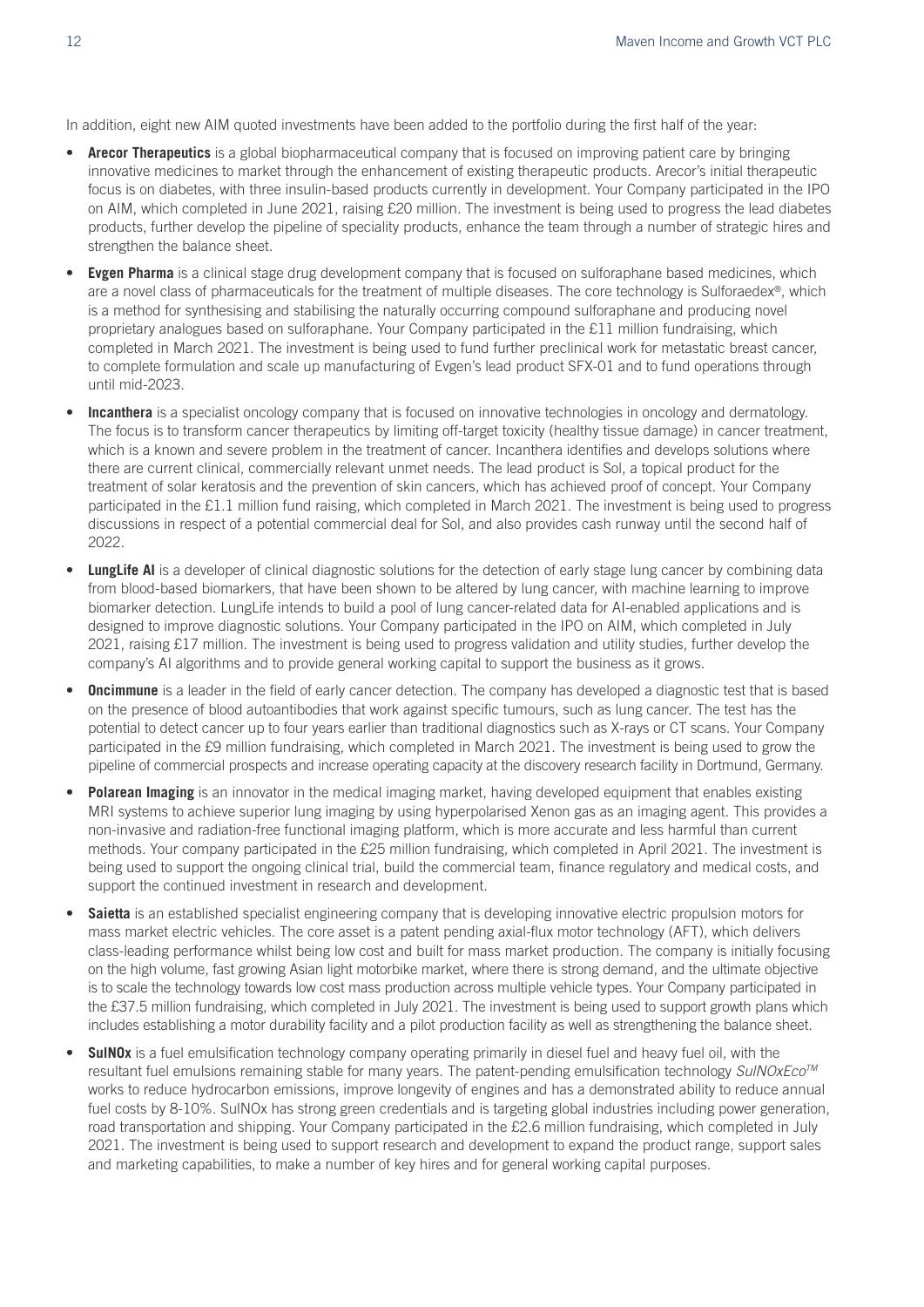In addition, eight new AIM quoted investments have been added to the portfolio during the first half of the year:

- **Arecor Therapeutics** is a global biopharmaceutical company that is focused on improving patient care by bringing innovative medicines to market through the enhancement of existing therapeutic products. Arecor's initial therapeutic focus is on diabetes, with three insulin-based products currently in development. Your Company participated in the IPO on AIM, which completed in June 2021, raising £20 million. The investment is being used to progress the lead diabetes products, further develop the pipeline of speciality products, enhance the team through a number of strategic hires and strengthen the balance sheet.
- **Evgen Pharma** is a clinical stage drug development company that is focused on sulforaphane based medicines, which are a novel class of pharmaceuticals for the treatment of multiple diseases. The core technology is Sulforaedex®, which is a method for synthesising and stabilising the naturally occurring compound sulforaphane and producing novel proprietary analogues based on sulforaphane. Your Company participated in the £11 million fundraising, which completed in March 2021. The investment is being used to fund further preclinical work for metastatic breast cancer, to complete formulation and scale up manufacturing of Evgen's lead product SFX-01 and to fund operations through until mid-2023.
- **Incanthera** is a specialist oncology company that is focused on innovative technologies in oncology and dermatology. The focus is to transform cancer therapeutics by limiting off-target toxicity (healthy tissue damage) in cancer treatment, which is a known and severe problem in the treatment of cancer. Incanthera identifies and develops solutions where there are current clinical, commercially relevant unmet needs. The lead product is Sol, a topical product for the treatment of solar keratosis and the prevention of skin cancers, which has achieved proof of concept. Your Company participated in the £1.1 million fund raising, which completed in March 2021. The investment is being used to progress discussions in respect of a potential commercial deal for Sol, and also provides cash runway until the second half of 2022.
- **LungLife AI** is a developer of clinical diagnostic solutions for the detection of early stage lung cancer by combining data from blood-based biomarkers, that have been shown to be altered by lung cancer, with machine learning to improve biomarker detection. LungLife intends to build a pool of lung cancer-related data for AI-enabled applications and is designed to improve diagnostic solutions. Your Company participated in the IPO on AIM, which completed in July 2021, raising £17 million. The investment is being used to progress validation and utility studies, further develop the company's AI algorithms and to provide general working capital to support the business as it grows.
- **Oncimmune** is a leader in the field of early cancer detection. The company has developed a diagnostic test that is based on the presence of blood autoantibodies that work against specific tumours, such as lung cancer. The test has the potential to detect cancer up to four years earlier than traditional diagnostics such as X-rays or CT scans. Your Company participated in the £9 million fundraising, which completed in March 2021. The investment is being used to grow the pipeline of commercial prospects and increase operating capacity at the discovery research facility in Dortmund, Germany.
- **Polarean Imaging** is an innovator in the medical imaging market, having developed equipment that enables existing MRI systems to achieve superior lung imaging by using hyperpolarised Xenon gas as an imaging agent. This provides a non-invasive and radiation-free functional imaging platform, which is more accurate and less harmful than current methods. Your company participated in the £25 million fundraising, which completed in April 2021. The investment is being used to support the ongoing clinical trial, build the commercial team, finance regulatory and medical costs, and support the continued investment in research and development.
- **Saietta** is an established specialist engineering company that is developing innovative electric propulsion motors for mass market electric vehicles. The core asset is a patent pending axial-flux motor technology (AFT), which delivers class-leading performance whilst being low cost and built for mass market production. The company is initially focusing on the high volume, fast growing Asian light motorbike market, where there is strong demand, and the ultimate objective is to scale the technology towards low cost mass production across multiple vehicle types. Your Company participated in the £37.5 million fundraising, which completed in July 2021. The investment is being used to support growth plans which includes establishing a motor durability facility and a pilot production facility as well as strengthening the balance sheet.
- **SulNOx** is a fuel emulsification technology company operating primarily in diesel fuel and heavy fuel oil, with the resultant fuel emulsions remaining stable for many years. The patent-pending emulsification technology *SulNOxEco™* works to reduce hydrocarbon emissions, improve longevity of engines and has a demonstrated ability to reduce annual fuel costs by 8-10%. SulNOx has strong green credentials and is targeting global industries including power generation, road transportation and shipping. Your Company participated in the £2.6 million fundraising, which completed in July 2021. The investment is being used to support research and development to expand the product range, support sales and marketing capabilities, to make a number of key hires and for general working capital purposes.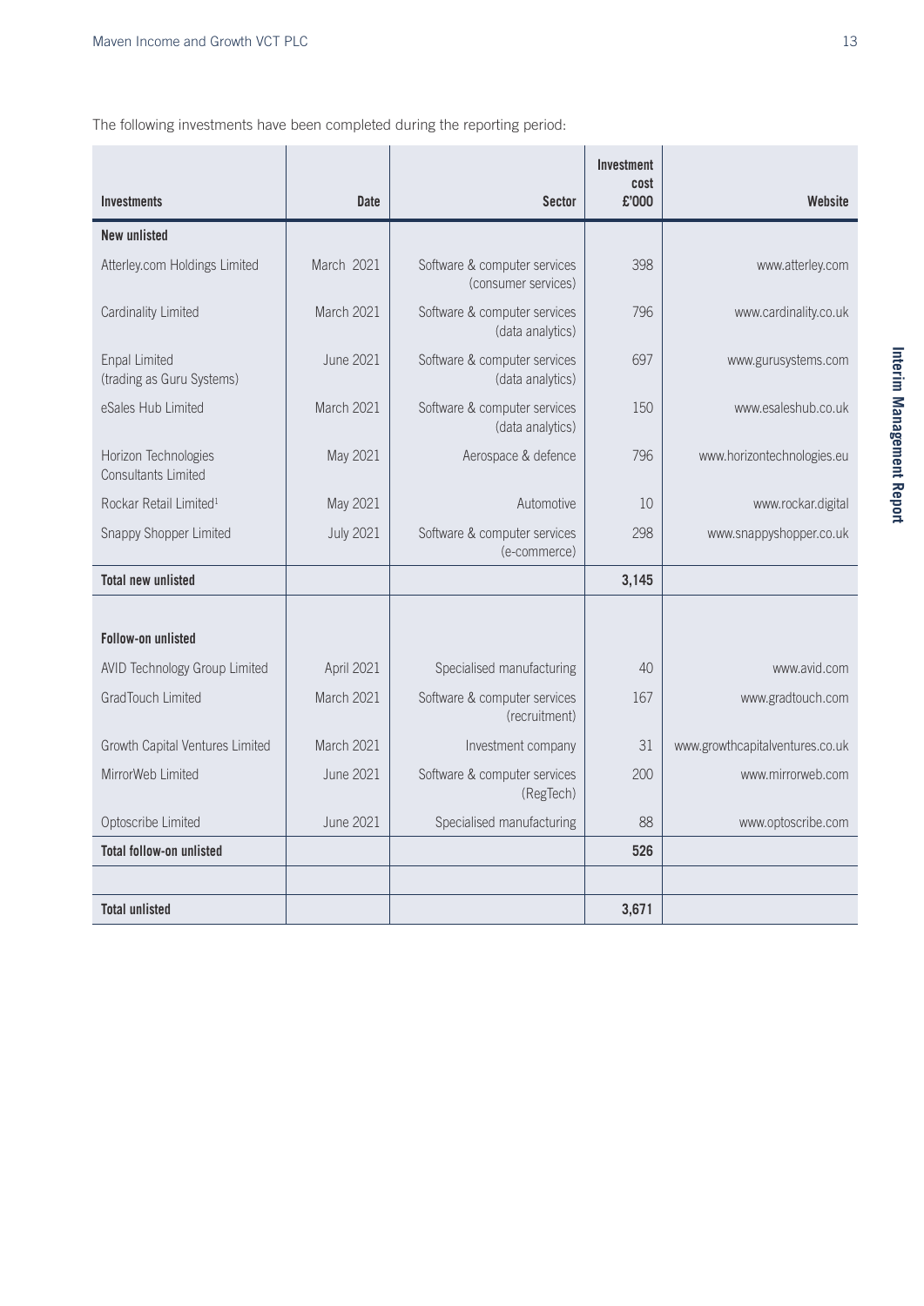The following investments have been completed during the reporting period:

| Investments | Date | Sector | Investment cost £'000 | Website |
|---|---|---|---|---|
| **New unlisted** | | | | |
| Atterley.com Holdings Limited | March 2021 | Software & computer services (consumer services) | 398 | www.atterley.com |
| Cardinality Limited | March 2021 | Software & computer services (data analytics) | 796 | www.cardinality.co.uk |
| Enpal Limited (trading as Guru Systems) | June 2021 | Software & computer services (data analytics) | 697 | www.gurusystems.com |
| eSales Hub Limited | March 2021 | Software & computer services (data analytics) | 150 | www.esaleshub.co.uk |
| Horizon Technologies Consultants Limited | May 2021 | Aerospace & defence | 796 | www.horizontechnologies.eu |
| Rockar Retail Limited[1] | May 2021 | Automotive | 10 | www.rockar.digital |
| Snappy Shopper Limited | July 2021 | Software & computer services (e-commerce) | 298 | www.snappyshopper.co.uk |
| **Total new unlisted** | | | **3,145** | |
| | | | | |
| **Follow-on unlisted** | | | | |
| AVID Technology Group Limited | April 2021 | Specialised manufacturing | 40 | www.avid.com |
| GradTouch Limited | March 2021 | Software & computer services (recruitment) | 167 | www.gradtouch.com |
| Growth Capital Ventures Limited | March 2021 | Investment company | 31 | www.growthcapitalventures.co.uk |
| MirrorWeb Limited | June 2021 | Software & computer services (RegTech) | 200 | www.mirrorweb.com |
| Optoscribe Limited | June 2021 | Specialised manufacturing | 88 | www.optoscribe.com |
| **Total follow-on unlisted** | | | **526** | |
| | | | | |
| **Total unlisted** | | | **3,671** | |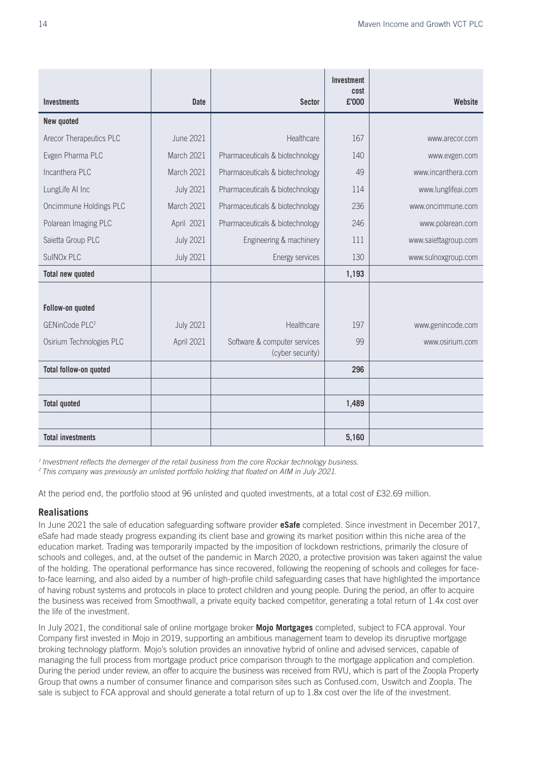| Investments | Date | Sector | Investment cost £'000 | Website |
| --- | --- | --- | --- | --- |
| **New quoted** | | | | |
| Arecor Therapeutics PLC | June 2021 | Healthcare | 167 | www.arecor.com |
| Evgen Pharma PLC | March 2021 | Pharmaceuticals & biotechnology | 140 | www.evgen.com |
| Incanthera PLC | March 2021 | Pharmaceuticals & biotechnology | 49 | www.incanthera.com |
| LungLife AI Inc | July 2021 | Pharmaceuticals & biotechnology | 114 | www.lunglifeai.com |
| Oncimmune Holdings PLC | March 2021 | Pharmaceuticals & biotechnology | 236 | www.oncimmune.com |
| Polarean Imaging PLC | April 2021 | Pharmaceuticals & biotechnology | 246 | www.polarean.com |
| Saietta Group PLC | July 2021 | Engineering & machinery | 111 | www.saiettagroup.com |
| SulNOx PLC | July 2021 | Energy services | 130 | www.sulnoxgroup.com |
| **Total new quoted** | | | **1,193** | |
| | | | | |
| **Follow-on quoted** | | | | |
| GENinCode PLC[2] | July 2021 | Healthcare | 197 | www.genincode.com |
| Osirium Technologies PLC | April 2021 | Software & computer services (cyber security) | 99 | www.osirium.com |
| **Total follow-on quoted** | | | **296** | |
| | | | | |
| **Total quoted** | | | **1,489** | |
| | | | | |
| **Total investments** | | | **5,160** | |

*[1] Investment reflects the demerger of the retail business from the core Rockar technology business.*
*[2] This company was previously an unlisted portfolio holding that floated on AIM in July 2021.*

At the period end, the portfolio stood at 96 unlisted and quoted investments, at a total cost of £32.69 million.

### Realisations

In June 2021 the sale of education safeguarding software provider **eSafe** completed. Since investment in December 2017, eSafe had made steady progress expanding its client base and growing its market position within this niche area of the education market. Trading was temporarily impacted by the imposition of lockdown restrictions, primarily the closure of schools and colleges, and, at the outset of the pandemic in March 2020, a protective provision was taken against the value of the holding. The operational performance has since recovered, following the reopening of schools and colleges for face-to-face learning, and also aided by a number of high-profile child safeguarding cases that have highlighted the importance of having robust systems and protocols in place to protect children and young people. During the period, an offer to acquire the business was received from Smoothwall, a private equity backed competitor, generating a total return of 1.4x cost over the life of the investment.

In July 2021, the conditional sale of online mortgage broker **Mojo Mortgages** completed, subject to FCA approval. Your Company first invested in Mojo in 2019, supporting an ambitious management team to develop its disruptive mortgage broking technology platform. Mojo's solution provides an innovative hybrid of online and advised services, capable of managing the full process from mortgage product price comparison through to the mortgage application and completion. During the period under review, an offer to acquire the business was received from RVU, which is part of the Zoopla Property Group that owns a number of consumer finance and comparison sites such as Confused.com, Uswitch and Zoopla. The sale is subject to FCA approval and should generate a total return of up to 1.8x cost over the life of the investment.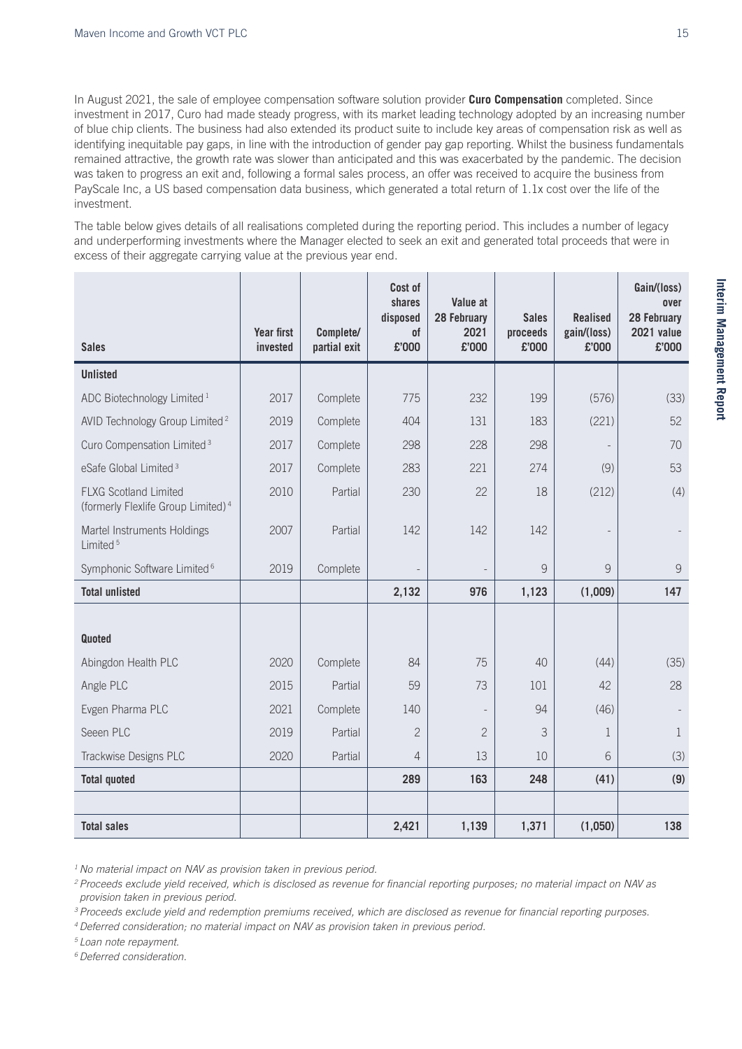In August 2021, the sale of employee compensation software solution provider **Curo Compensation** completed. Since investment in 2017, Curo had made steady progress, with its market leading technology adopted by an increasing number of blue chip clients. The business had also extended its product suite to include key areas of compensation risk as well as identifying inequitable pay gaps, in line with the introduction of gender pay gap reporting. Whilst the business fundamentals remained attractive, the growth rate was slower than anticipated and this was exacerbated by the pandemic. The decision was taken to progress an exit and, following a formal sales process, an offer was received to acquire the business from PayScale Inc, a US based compensation data business, which generated a total return of 1.1x cost over the life of the investment.

The table below gives details of all realisations completed during the reporting period. This includes a number of legacy and underperforming investments where the Manager elected to seek an exit and generated total proceeds that were in excess of their aggregate carrying value at the previous year end.

| Sales | Year first invested | Complete/ partial exit | Cost of shares disposed of £'000 | Value at 28 February 2021 £'000 | Sales proceeds £'000 | Realised gain/(loss) £'000 | Gain/(loss) over 28 February 2021 value £'000 |
|---|---|---|---|---|---|---|---|
| **Unlisted** | | | | | | | |
| ADC Biotechnology Limited [1] | 2017 | Complete | 775 | 232 | 199 | (576) | (33) |
| AVID Technology Group Limited [2] | 2019 | Complete | 404 | 131 | 183 | (221) | 52 |
| Curo Compensation Limited [3] | 2017 | Complete | 298 | 228 | 298 | - | 70 |
| eSafe Global Limited [3] | 2017 | Complete | 283 | 221 | 274 | (9) | 53 |
| FLXG Scotland Limited (formerly Flexlife Group Limited) [4] | 2010 | Partial | 230 | 22 | 18 | (212) | (4) |
| Martel Instruments Holdings Limited [5] | 2007 | Partial | 142 | 142 | 142 | - | - |
| Symphonic Software Limited [6] | 2019 | Complete | - | - | 9 | 9 | 9 |
| **Total unlisted** | | | **2,132** | **976** | **1,123** | **(1,009)** | **147** |
| **Quoted** | | | | | | | |
| Abingdon Health PLC | 2020 | Complete | 84 | 75 | 40 | (44) | (35) |
| Angle PLC | 2015 | Partial | 59 | 73 | 101 | 42 | 28 |
| Evgen Pharma PLC | 2021 | Complete | 140 | - | 94 | (46) | - |
| Seeen PLC | 2019 | Partial | 2 | 2 | 3 | 1 | 1 |
| Trackwise Designs PLC | 2020 | Partial | 4 | 13 | 10 | 6 | (3) |
| **Total quoted** | | | **289** | **163** | **248** | **(41)** | **(9)** |
| **Total sales** | | | **2,421** | **1,139** | **1,371** | **(1,050)** | **138** |

*[1] No material impact on NAV as provision taken in previous period.*

*[2] Proceeds exclude yield received, which is disclosed as revenue for financial reporting purposes; no material impact on NAV as provision taken in previous period.*

*[3] Proceeds exclude yield and redemption premiums received, which are disclosed as revenue for financial reporting purposes.*

*[4] Deferred consideration; no material impact on NAV as provision taken in previous period.*

*[5] Loan note repayment.*

*[6] Deferred consideration.*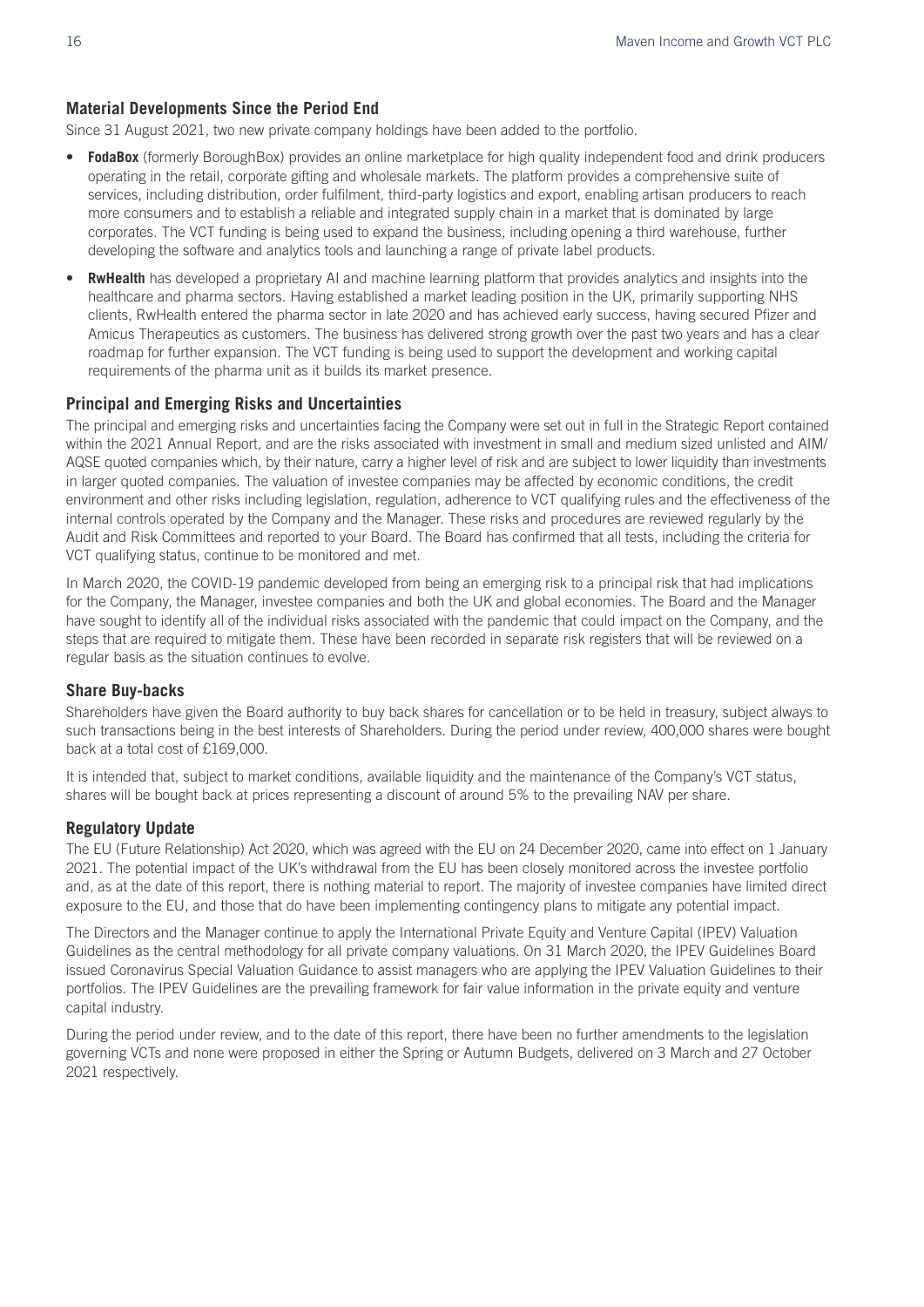## Material Developments Since the Period End

Since 31 August 2021, two new private company holdings have been added to the portfolio.

- **FodaBox** (formerly BoroughBox) provides an online marketplace for high quality independent food and drink producers operating in the retail, corporate gifting and wholesale markets. The platform provides a comprehensive suite of services, including distribution, order fulfilment, third-party logistics and export, enabling artisan producers to reach more consumers and to establish a reliable and integrated supply chain in a market that is dominated by large corporates. The VCT funding is being used to expand the business, including opening a third warehouse, further developing the software and analytics tools and launching a range of private label products.
- **RwHealth** has developed a proprietary AI and machine learning platform that provides analytics and insights into the healthcare and pharma sectors. Having established a market leading position in the UK, primarily supporting NHS clients, RwHealth entered the pharma sector in late 2020 and has achieved early success, having secured Pfizer and Amicus Therapeutics as customers. The business has delivered strong growth over the past two years and has a clear roadmap for further expansion. The VCT funding is being used to support the development and working capital requirements of the pharma unit as it builds its market presence.

## Principal and Emerging Risks and Uncertainties

The principal and emerging risks and uncertainties facing the Company were set out in full in the Strategic Report contained within the 2021 Annual Report, and are the risks associated with investment in small and medium sized unlisted and AIM/AQSE quoted companies which, by their nature, carry a higher level of risk and are subject to lower liquidity than investments in larger quoted companies. The valuation of investee companies may be affected by economic conditions, the credit environment and other risks including legislation, regulation, adherence to VCT qualifying rules and the effectiveness of the internal controls operated by the Company and the Manager. These risks and procedures are reviewed regularly by the Audit and Risk Committees and reported to your Board. The Board has confirmed that all tests, including the criteria for VCT qualifying status, continue to be monitored and met.

In March 2020, the COVID-19 pandemic developed from being an emerging risk to a principal risk that had implications for the Company, the Manager, investee companies and both the UK and global economies. The Board and the Manager have sought to identify all of the individual risks associated with the pandemic that could impact on the Company, and the steps that are required to mitigate them. These have been recorded in separate risk registers that will be reviewed on a regular basis as the situation continues to evolve.

## Share Buy-backs

Shareholders have given the Board authority to buy back shares for cancellation or to be held in treasury, subject always to such transactions being in the best interests of Shareholders. During the period under review, 400,000 shares were bought back at a total cost of £169,000.

It is intended that, subject to market conditions, available liquidity and the maintenance of the Company's VCT status, shares will be bought back at prices representing a discount of around 5% to the prevailing NAV per share.

## Regulatory Update

The EU (Future Relationship) Act 2020, which was agreed with the EU on 24 December 2020, came into effect on 1 January 2021. The potential impact of the UK's withdrawal from the EU has been closely monitored across the investee portfolio and, as at the date of this report, there is nothing material to report. The majority of investee companies have limited direct exposure to the EU, and those that do have been implementing contingency plans to mitigate any potential impact.

The Directors and the Manager continue to apply the International Private Equity and Venture Capital (IPEV) Valuation Guidelines as the central methodology for all private company valuations. On 31 March 2020, the IPEV Guidelines Board issued Coronavirus Special Valuation Guidance to assist managers who are applying the IPEV Valuation Guidelines to their portfolios. The IPEV Guidelines are the prevailing framework for fair value information in the private equity and venture capital industry.

During the period under review, and to the date of this report, there have been no further amendments to the legislation governing VCTs and none were proposed in either the Spring or Autumn Budgets, delivered on 3 March and 27 October 2021 respectively.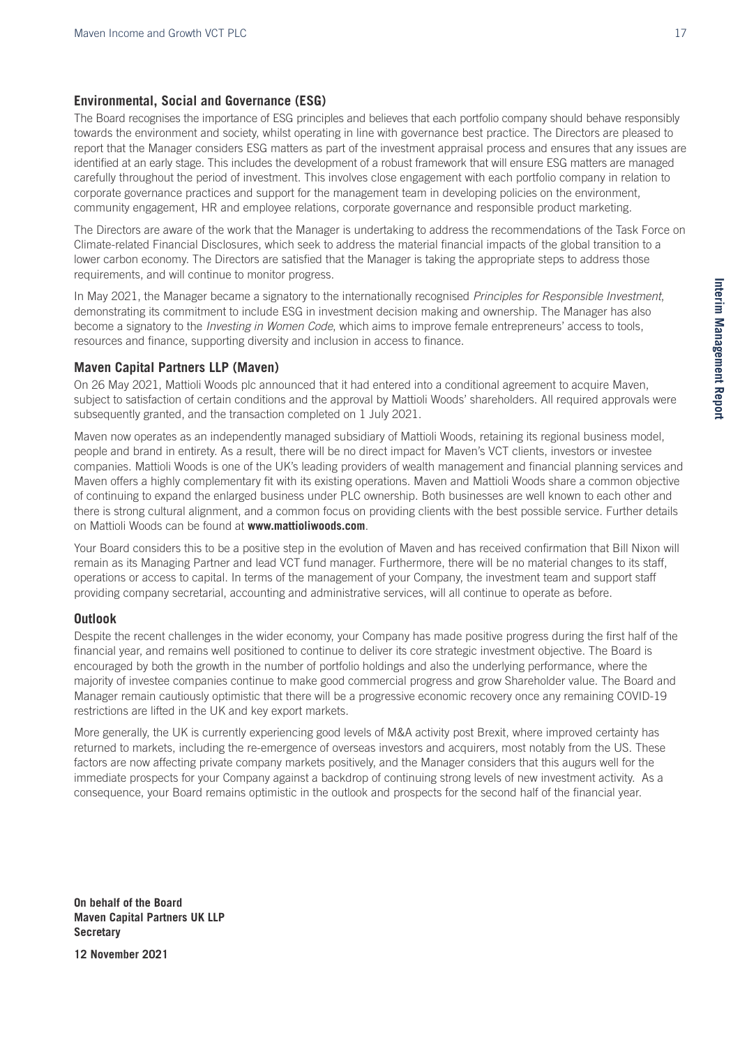## Environmental, Social and Governance (ESG)

The Board recognises the importance of ESG principles and believes that each portfolio company should behave responsibly towards the environment and society, whilst operating in line with governance best practice. The Directors are pleased to report that the Manager considers ESG matters as part of the investment appraisal process and ensures that any issues are identified at an early stage. This includes the development of a robust framework that will ensure ESG matters are managed carefully throughout the period of investment. This involves close engagement with each portfolio company in relation to corporate governance practices and support for the management team in developing policies on the environment, community engagement, HR and employee relations, corporate governance and responsible product marketing.

The Directors are aware of the work that the Manager is undertaking to address the recommendations of the Task Force on Climate-related Financial Disclosures, which seek to address the material financial impacts of the global transition to a lower carbon economy. The Directors are satisfied that the Manager is taking the appropriate steps to address those requirements, and will continue to monitor progress.

In May 2021, the Manager became a signatory to the internationally recognised *Principles for Responsible Investment*, demonstrating its commitment to include ESG in investment decision making and ownership. The Manager has also become a signatory to the *Investing in Women Code*, which aims to improve female entrepreneurs' access to tools, resources and finance, supporting diversity and inclusion in access to finance.

## Maven Capital Partners LLP (Maven)

On 26 May 2021, Mattioli Woods plc announced that it had entered into a conditional agreement to acquire Maven, subject to satisfaction of certain conditions and the approval by Mattioli Woods' shareholders. All required approvals were subsequently granted, and the transaction completed on 1 July 2021.

Maven now operates as an independently managed subsidiary of Mattioli Woods, retaining its regional business model, people and brand in entirety. As a result, there will be no direct impact for Maven's VCT clients, investors or investee companies. Mattioli Woods is one of the UK's leading providers of wealth management and financial planning services and Maven offers a highly complementary fit with its existing operations. Maven and Mattioli Woods share a common objective of continuing to expand the enlarged business under PLC ownership. Both businesses are well known to each other and there is strong cultural alignment, and a common focus on providing clients with the best possible service. Further details on Mattioli Woods can be found at **www.mattioliwoods.com**.

Your Board considers this to be a positive step in the evolution of Maven and has received confirmation that Bill Nixon will remain as its Managing Partner and lead VCT fund manager. Furthermore, there will be no material changes to its staff, operations or access to capital. In terms of the management of your Company, the investment team and support staff providing company secretarial, accounting and administrative services, will all continue to operate as before.

## Outlook

Despite the recent challenges in the wider economy, your Company has made positive progress during the first half of the financial year, and remains well positioned to continue to deliver its core strategic investment objective. The Board is encouraged by both the growth in the number of portfolio holdings and also the underlying performance, where the majority of investee companies continue to make good commercial progress and grow Shareholder value. The Board and Manager remain cautiously optimistic that there will be a progressive economic recovery once any remaining COVID-19 restrictions are lifted in the UK and key export markets.

More generally, the UK is currently experiencing good levels of M&A activity post Brexit, where improved certainty has returned to markets, including the re-emergence of overseas investors and acquirers, most notably from the US. These factors are now affecting private company markets positively, and the Manager considers that this augurs well for the immediate prospects for your Company against a backdrop of continuing strong levels of new investment activity. As a consequence, your Board remains optimistic in the outlook and prospects for the second half of the financial year.

**On behalf of the Board**
**Maven Capital Partners UK LLP**
**Secretary**

**12 November 2021**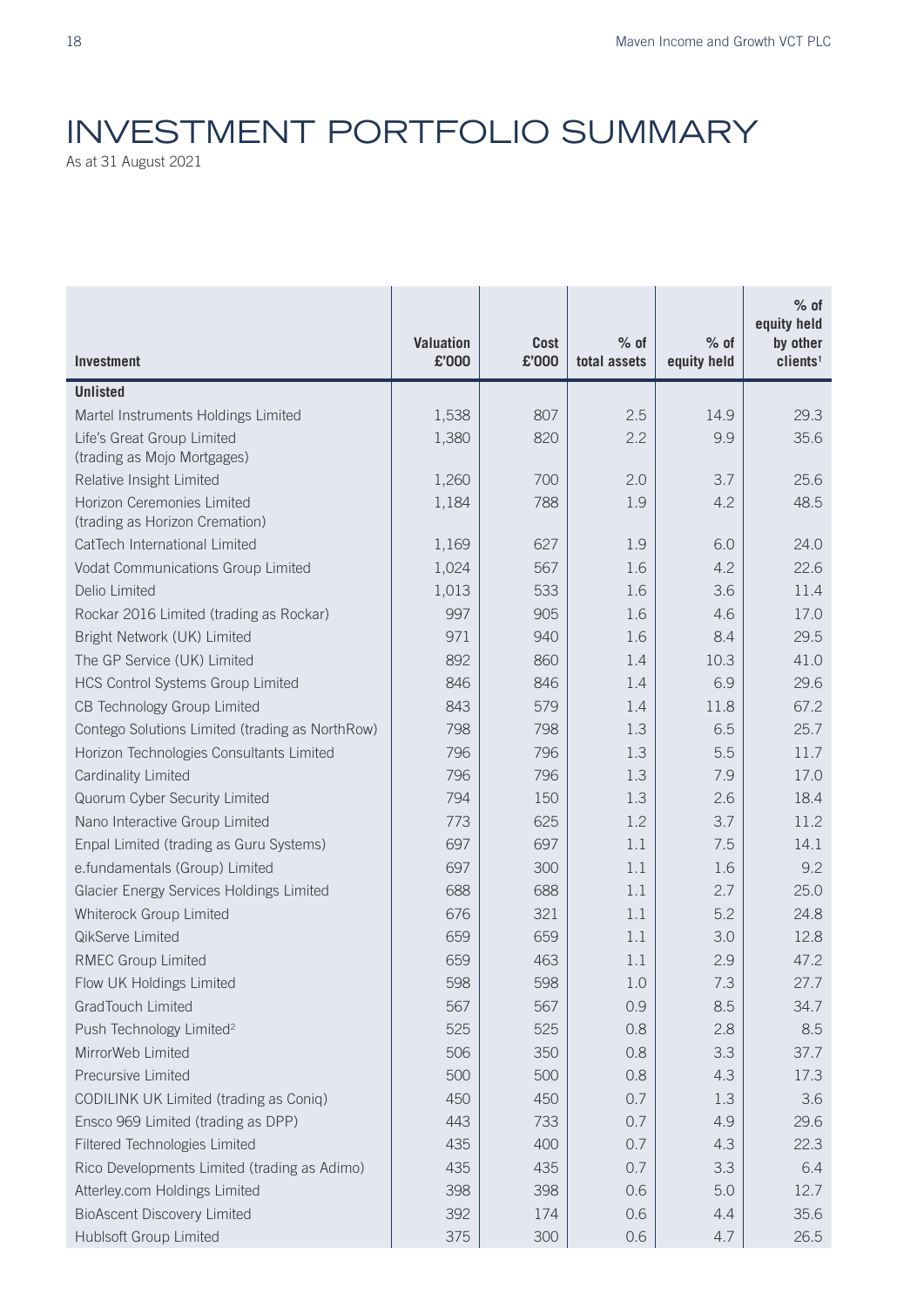# INVESTMENT PORTFOLIO SUMMARY

As at 31 August 2021

| Investment | Valuation £'000 | Cost £'000 | % of total assets | % of equity held | % of equity held by other clients[1] |
|---|---|---|---|---|---|
| **Unlisted** | | | | | |
| Martel Instruments Holdings Limited | 1,538 | 807 | 2.5 | 14.9 | 29.3 |
| Life's Great Group Limited (trading as Mojo Mortgages) | 1,380 | 820 | 2.2 | 9.9 | 35.6 |
| Relative Insight Limited | 1,260 | 700 | 2.0 | 3.7 | 25.6 |
| Horizon Ceremonies Limited (trading as Horizon Cremation) | 1,184 | 788 | 1.9 | 4.2 | 48.5 |
| CatTech International Limited | 1,169 | 627 | 1.9 | 6.0 | 24.0 |
| Vodat Communications Group Limited | 1,024 | 567 | 1.6 | 4.2 | 22.6 |
| Delio Limited | 1,013 | 533 | 1.6 | 3.6 | 11.4 |
| Rockar 2016 Limited (trading as Rockar) | 997 | 905 | 1.6 | 4.6 | 17.0 |
| Bright Network (UK) Limited | 971 | 940 | 1.6 | 8.4 | 29.5 |
| The GP Service (UK) Limited | 892 | 860 | 1.4 | 10.3 | 41.0 |
| HCS Control Systems Group Limited | 846 | 846 | 1.4 | 6.9 | 29.6 |
| CB Technology Group Limited | 843 | 579 | 1.4 | 11.8 | 67.2 |
| Contego Solutions Limited (trading as NorthRow) | 798 | 798 | 1.3 | 6.5 | 25.7 |
| Horizon Technologies Consultants Limited | 796 | 796 | 1.3 | 5.5 | 11.7 |
| Cardinality Limited | 796 | 796 | 1.3 | 7.9 | 17.0 |
| Quorum Cyber Security Limited | 794 | 150 | 1.3 | 2.6 | 18.4 |
| Nano Interactive Group Limited | 773 | 625 | 1.2 | 3.7 | 11.2 |
| Enpal Limited (trading as Guru Systems) | 697 | 697 | 1.1 | 7.5 | 14.1 |
| e.fundamentals (Group) Limited | 697 | 300 | 1.1 | 1.6 | 9.2 |
| Glacier Energy Services Holdings Limited | 688 | 688 | 1.1 | 2.7 | 25.0 |
| Whiterock Group Limited | 676 | 321 | 1.1 | 5.2 | 24.8 |
| QikServe Limited | 659 | 659 | 1.1 | 3.0 | 12.8 |
| RMEC Group Limited | 659 | 463 | 1.1 | 2.9 | 47.2 |
| Flow UK Holdings Limited | 598 | 598 | 1.0 | 7.3 | 27.7 |
| GradTouch Limited | 567 | 567 | 0.9 | 8.5 | 34.7 |
| Push Technology Limited[2] | 525 | 525 | 0.8 | 2.8 | 8.5 |
| MirrorWeb Limited | 506 | 350 | 0.8 | 3.3 | 37.7 |
| Precursive Limited | 500 | 500 | 0.8 | 4.3 | 17.3 |
| CODILINK UK Limited (trading as Coniq) | 450 | 450 | 0.7 | 1.3 | 3.6 |
| Ensco 969 Limited (trading as DPP) | 443 | 733 | 0.7 | 4.9 | 29.6 |
| Filtered Technologies Limited | 435 | 400 | 0.7 | 4.3 | 22.3 |
| Rico Developments Limited (trading as Adimo) | 435 | 435 | 0.7 | 3.3 | 6.4 |
| Atterley.com Holdings Limited | 398 | 398 | 0.6 | 5.0 | 12.7 |
| BioAscent Discovery Limited | 392 | 174 | 0.6 | 4.4 | 35.6 |
| Hublsoft Group Limited | 375 | 300 | 0.6 | 4.7 | 26.5 |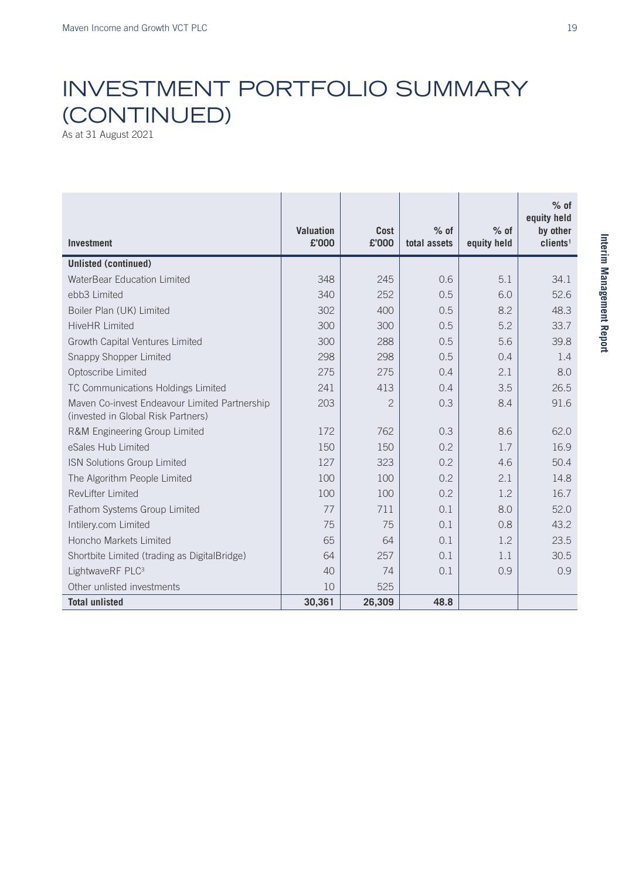# INVESTMENT PORTFOLIO SUMMARY (CONTINUED)

As at 31 August 2021

| Investment | Valuation £'000 | Cost £'000 | % of total assets | % of equity held | % of equity held by other clients[1] |
|---|---|---|---|---|---|
| **Unlisted (continued)** | | | | | |
| WaterBear Education Limited | 348 | 245 | 0.6 | 5.1 | 34.1 |
| ebb3 Limited | 340 | 252 | 0.5 | 6.0 | 52.6 |
| Boiler Plan (UK) Limited | 302 | 400 | 0.5 | 8.2 | 48.3 |
| HiveHR Limited | 300 | 300 | 0.5 | 5.2 | 33.7 |
| Growth Capital Ventures Limited | 300 | 288 | 0.5 | 5.6 | 39.8 |
| Snappy Shopper Limited | 298 | 298 | 0.5 | 0.4 | 1.4 |
| Optoscribe Limited | 275 | 275 | 0.4 | 2.1 | 8.0 |
| TC Communications Holdings Limited | 241 | 413 | 0.4 | 3.5 | 26.5 |
| Maven Co-invest Endeavour Limited Partnership (invested in Global Risk Partners) | 203 | 2 | 0.3 | 8.4 | 91.6 |
| R&M Engineering Group Limited | 172 | 762 | 0.3 | 8.6 | 62.0 |
| eSales Hub Limited | 150 | 150 | 0.2 | 1.7 | 16.9 |
| ISN Solutions Group Limited | 127 | 323 | 0.2 | 4.6 | 50.4 |
| The Algorithm People Limited | 100 | 100 | 0.2 | 2.1 | 14.8 |
| RevLifter Limited | 100 | 100 | 0.2 | 1.2 | 16.7 |
| Fathom Systems Group Limited | 77 | 711 | 0.1 | 8.0 | 52.0 |
| Intilery.com Limited | 75 | 75 | 0.1 | 0.8 | 43.2 |
| Honcho Markets Limited | 65 | 64 | 0.1 | 1.2 | 23.5 |
| Shortbite Limited (trading as DigitalBridge) | 64 | 257 | 0.1 | 1.1 | 30.5 |
| LightwaveRF PLC[3] | 40 | 74 | 0.1 | 0.9 | 0.9 |
| Other unlisted investments | 10 | 525 | | | |
| **Total unlisted** | **30,361** | **26,309** | **48.8** | | |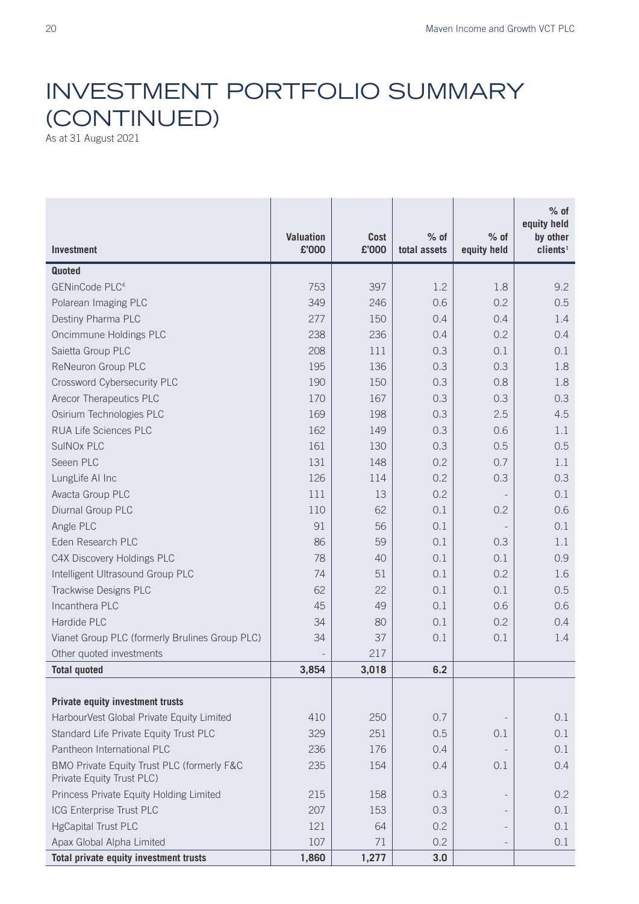# INVESTMENT PORTFOLIO SUMMARY (CONTINUED)

As at 31 August 2021

| Investment | Valuation £'000 | Cost £'000 | % of total assets | % of equity held | % of equity held by other clients[1] |
|---|---|---|---|---|---|
| **Quoted** | | | | | |
| GENinCode PLC[4] | 753 | 397 | 1.2 | 1.8 | 9.2 |
| Polarean Imaging PLC | 349 | 246 | 0.6 | 0.2 | 0.5 |
| Destiny Pharma PLC | 277 | 150 | 0.4 | 0.4 | 1.4 |
| Oncimmune Holdings PLC | 238 | 236 | 0.4 | 0.2 | 0.4 |
| Saietta Group PLC | 208 | 111 | 0.3 | 0.1 | 0.1 |
| ReNeuron Group PLC | 195 | 136 | 0.3 | 0.3 | 1.8 |
| Crossword Cybersecurity PLC | 190 | 150 | 0.3 | 0.8 | 1.8 |
| Arecor Therapeutics PLC | 170 | 167 | 0.3 | 0.3 | 0.3 |
| Osirium Technologies PLC | 169 | 198 | 0.3 | 2.5 | 4.5 |
| RUA Life Sciences PLC | 162 | 149 | 0.3 | 0.6 | 1.1 |
| SulNOx PLC | 161 | 130 | 0.3 | 0.5 | 0.5 |
| Seeen PLC | 131 | 148 | 0.2 | 0.7 | 1.1 |
| LungLife AI Inc | 126 | 114 | 0.2 | 0.3 | 0.3 |
| Avacta Group PLC | 111 | 13 | 0.2 | - | 0.1 |
| Diurnal Group PLC | 110 | 62 | 0.1 | 0.2 | 0.6 |
| Angle PLC | 91 | 56 | 0.1 | - | 0.1 |
| Eden Research PLC | 86 | 59 | 0.1 | 0.3 | 1.1 |
| C4X Discovery Holdings PLC | 78 | 40 | 0.1 | 0.1 | 0.9 |
| Intelligent Ultrasound Group PLC | 74 | 51 | 0.1 | 0.2 | 1.6 |
| Trackwise Designs PLC | 62 | 22 | 0.1 | 0.1 | 0.5 |
| Incanthera PLC | 45 | 49 | 0.1 | 0.6 | 0.6 |
| Hardide PLC | 34 | 80 | 0.1 | 0.2 | 0.4 |
| Vianet Group PLC (formerly Brulines Group PLC) | 34 | 37 | 0.1 | 0.1 | 1.4 |
| Other quoted investments | - | 217 | | | |
| **Total quoted** | **3,854** | **3,018** | **6.2** | | |
| | | | | | |
| **Private equity investment trusts** | | | | | |
| HarbourVest Global Private Equity Limited | 410 | 250 | 0.7 | - | 0.1 |
| Standard Life Private Equity Trust PLC | 329 | 251 | 0.5 | 0.1 | 0.1 |
| Pantheon International PLC | 236 | 176 | 0.4 | - | 0.1 |
| BMO Private Equity Trust PLC (formerly F&C Private Equity Trust PLC) | 235 | 154 | 0.4 | 0.1 | 0.4 |
| Princess Private Equity Holding Limited | 215 | 158 | 0.3 | - | 0.2 |
| ICG Enterprise Trust PLC | 207 | 153 | 0.3 | - | 0.1 |
| HgCapital Trust PLC | 121 | 64 | 0.2 | - | 0.1 |
| Apax Global Alpha Limited | 107 | 71 | 0.2 | - | 0.1 |
| **Total private equity investment trusts** | **1,860** | **1,277** | **3.0** | | |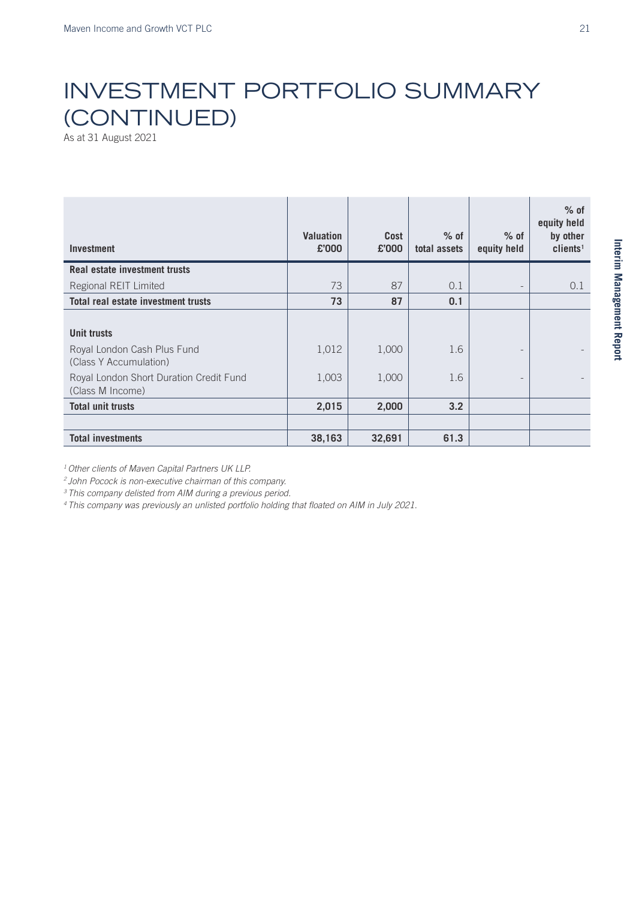# INVESTMENT PORTFOLIO SUMMARY (CONTINUED)

As at 31 August 2021

| Investment | Valuation £'000 | Cost £'000 | % of total assets | % of equity held | % of equity held by other clients[1] |
|---|---|---|---|---|---|
| **Real estate investment trusts** | | | | | |
| Regional REIT Limited | 73 | 87 | 0.1 | - | 0.1 |
| **Total real estate investment trusts** | **73** | **87** | **0.1** | | |
| | | | | | |
| **Unit trusts** | | | | | |
| Royal London Cash Plus Fund (Class Y Accumulation) | 1,012 | 1,000 | 1.6 | - | - |
| Royal London Short Duration Credit Fund (Class M Income) | 1,003 | 1,000 | 1.6 | - | - |
| **Total unit trusts** | **2,015** | **2,000** | **3.2** | | |
| | | | | | |
| **Total investments** | **38,163** | **32,691** | **61.3** | | |

*[1] Other clients of Maven Capital Partners UK LLP.*

*[2] John Pocock is non-executive chairman of this company.*

*[3] This company delisted from AIM during a previous period.*

*[4] This company was previously an unlisted portfolio holding that floated on AIM in July 2021.*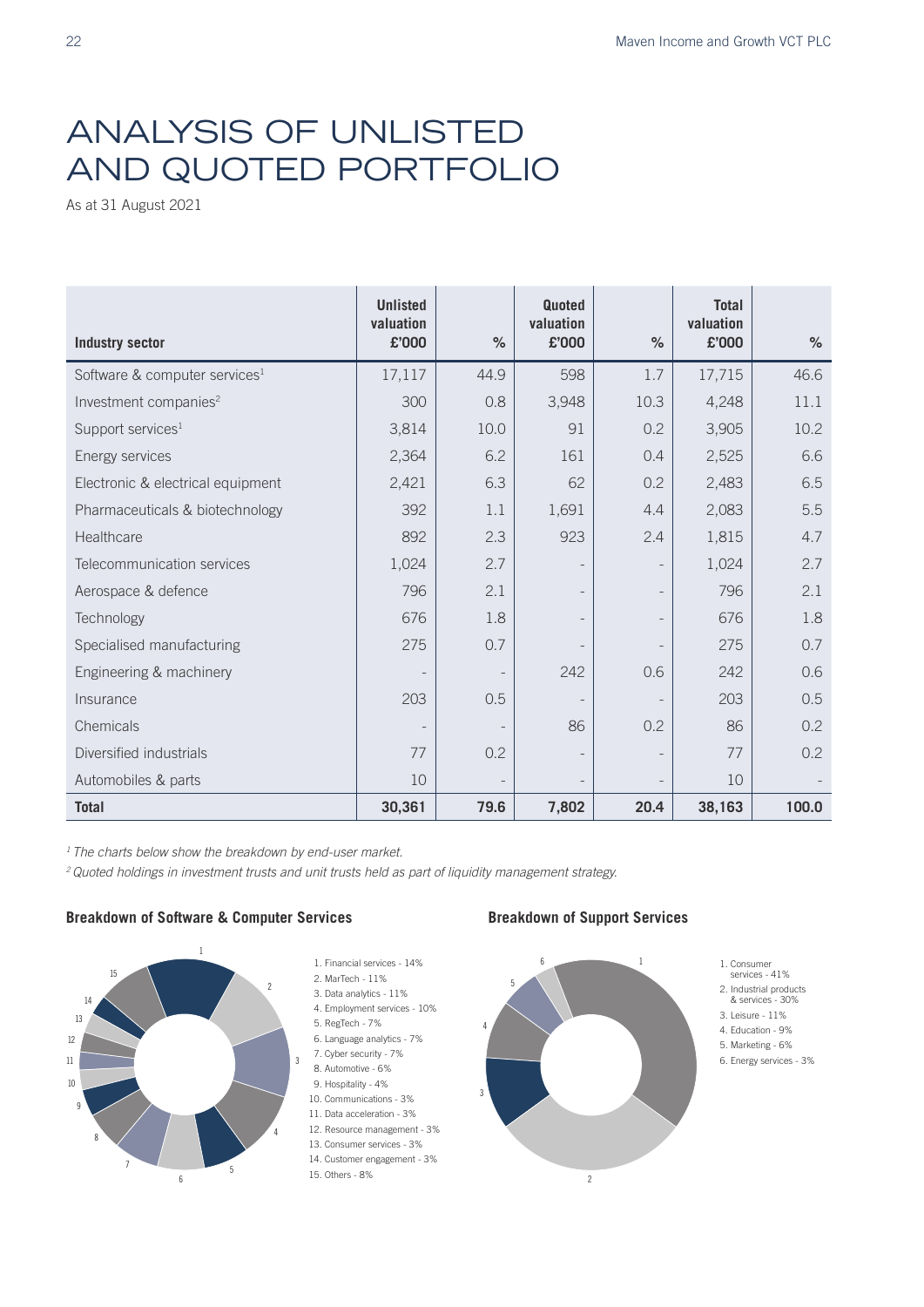# ANALYSIS OF UNLISTED AND QUOTED PORTFOLIO

As at 31 August 2021

| Industry sector | Unlisted valuation £'000 | % | Quoted valuation £'000 | % | Total valuation £'000 | % |
|---|---|---|---|---|---|---|
| Software & computer services[1] | 17,117 | 44.9 | 598 | 1.7 | 17,715 | 46.6 |
| Investment companies[2] | 300 | 0.8 | 3,948 | 10.3 | 4,248 | 11.1 |
| Support services[1] | 3,814 | 10.0 | 91 | 0.2 | 3,905 | 10.2 |
| Energy services | 2,364 | 6.2 | 161 | 0.4 | 2,525 | 6.6 |
| Electronic & electrical equipment | 2,421 | 6.3 | 62 | 0.2 | 2,483 | 6.5 |
| Pharmaceuticals & biotechnology | 392 | 1.1 | 1,691 | 4.4 | 2,083 | 5.5 |
| Healthcare | 892 | 2.3 | 923 | 2.4 | 1,815 | 4.7 |
| Telecommunication services | 1,024 | 2.7 | - | - | 1,024 | 2.7 |
| Aerospace & defence | 796 | 2.1 | - | - | 796 | 2.1 |
| Technology | 676 | 1.8 | - | - | 676 | 1.8 |
| Specialised manufacturing | 275 | 0.7 | - | - | 275 | 0.7 |
| Engineering & machinery | - | - | 242 | 0.6 | 242 | 0.6 |
| Insurance | 203 | 0.5 | - | - | 203 | 0.5 |
| Chemicals | - | - | 86 | 0.2 | 86 | 0.2 |
| Diversified industrials | 77 | 0.2 | - | - | 77 | 0.2 |
| Automobiles & parts | 10 | - | - | - | 10 | - |
| **Total** | **30,361** | **79.6** | **7,802** | **20.4** | **38,163** | **100.0** |

*[1] The charts below show the breakdown by end-user market.*

*[2] Quoted holdings in investment trusts and unit trusts held as part of liquidity management strategy.*

### Breakdown of Software & Computer Services

1. Financial services - 14%
2. MarTech - 11%
3. Data analytics - 11%
4. Employment services - 10%
5. RegTech - 7%
6. Language analytics - 7%
7. Cyber security - 7%
8. Automotive - 6%
9. Hospitality - 4%
10. Communications - 3%
11. Data acceleration - 3%
12. Resource management - 3%
13. Consumer services - 3%
14. Customer engagement - 3%
15. Others - 8%

### Breakdown of Support Services

1. Consumer services - 41%
2. Industrial products & services - 30%
3. Leisure - 11%
4. Education - 9%
5. Marketing - 6%
6. Energy services - 3%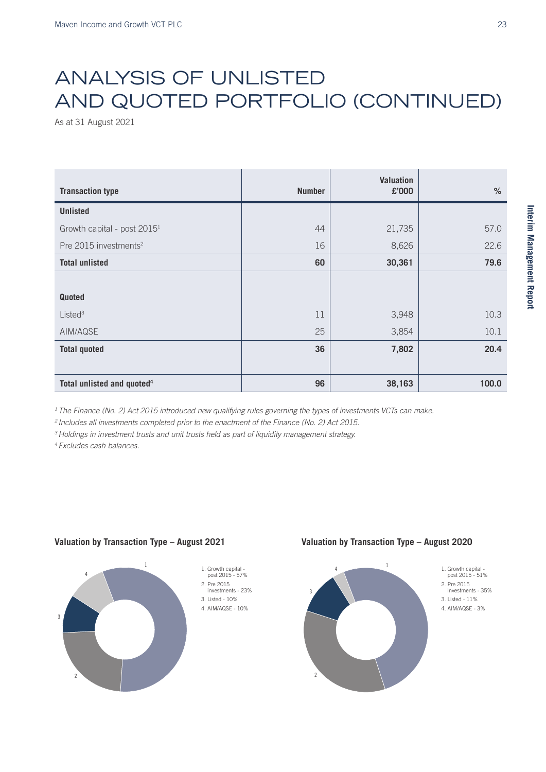# ANALYSIS OF UNLISTED AND QUOTED PORTFOLIO (CONTINUED)

As at 31 August 2021

| Transaction type | Number | Valuation £'000 | % |
|---|---|---|---|
| **Unlisted** | | | |
| Growth capital - post 2015[1] | 44 | 21,735 | 57.0 |
| Pre 2015 investments[2] | 16 | 8,626 | 22.6 |
| **Total unlisted** | **60** | **30,361** | **79.6** |
| **Quoted** | | | |
| Listed[3] | 11 | 3,948 | 10.3 |
| AIM/AQSE | 25 | 3,854 | 10.1 |
| **Total quoted** | **36** | **7,802** | **20.4** |
| **Total unlisted and quoted[4]** | **96** | **38,163** | **100.0** |

*[1] The Finance (No. 2) Act 2015 introduced new qualifying rules governing the types of investments VCTs can make.*

*[2] Includes all investments completed prior to the enactment of the Finance (No. 2) Act 2015.*

*[3] Holdings in investment trusts and unit trusts held as part of liquidity management strategy.*

*[4] Excludes cash balances.*

**Valuation by Transaction Type – August 2021**

1. Growth capital - post 2015 - 57%
2. Pre 2015 investments - 23%
3. Listed - 10%
4. AIM/AQSE - 10%

**Valuation by Transaction Type – August 2020**

1. Growth capital - post 2015 - 51%
2. Pre 2015 investments - 35%
3. Listed - 11%
4. AIM/AQSE - 3%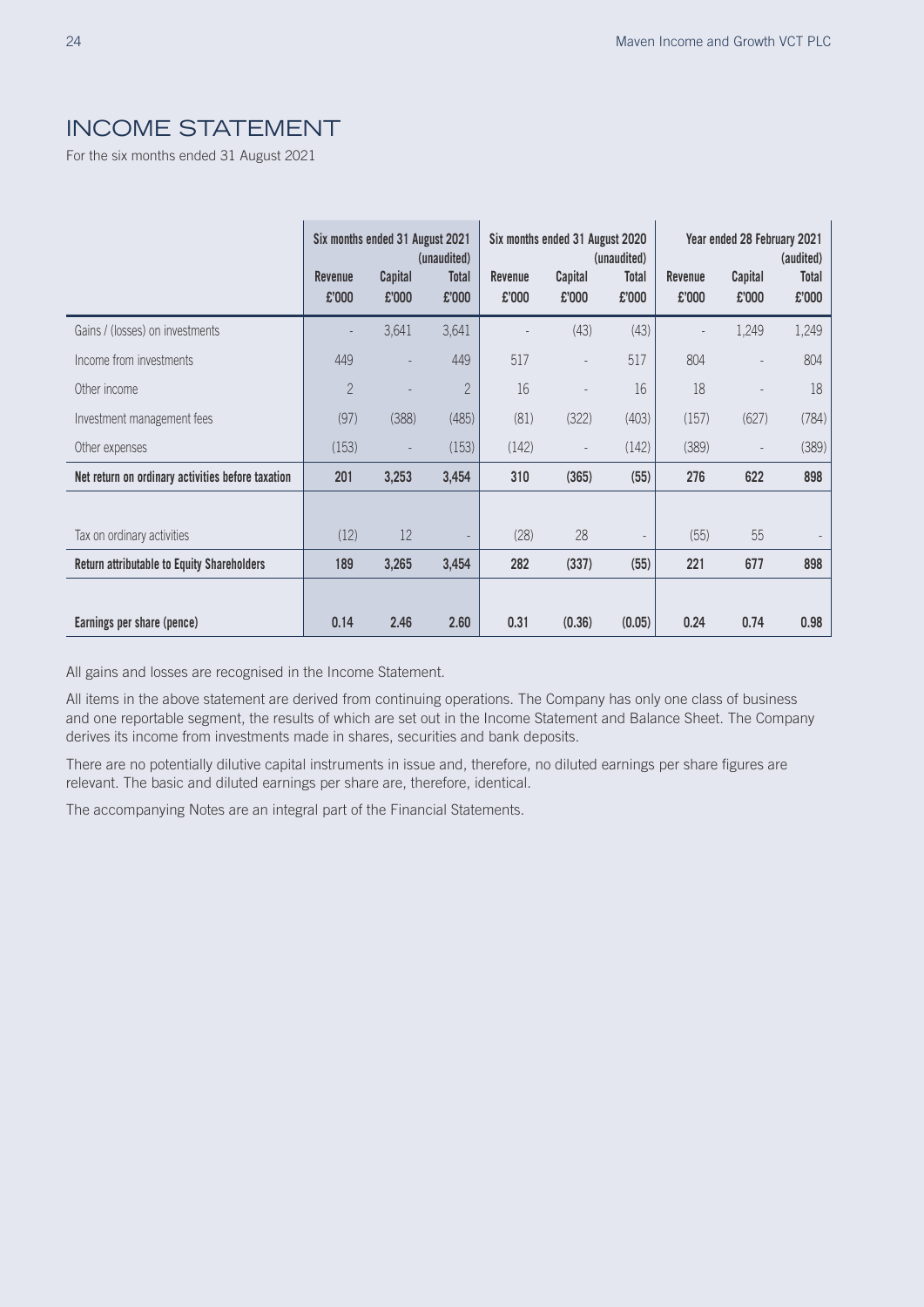# INCOME STATEMENT

For the six months ended 31 August 2021

| | Six months ended 31 August 2021 (unaudited) | | | Six months ended 31 August 2020 (unaudited) | | | Year ended 28 February 2021 (audited) | | |
|---|---|---|---|---|---|---|---|---|---|
| | Revenue £'000 | Capital £'000 | Total £'000 | Revenue £'000 | Capital £'000 | Total £'000 | Revenue £'000 | Capital £'000 | Total £'000 |
| Gains / (losses) on investments | - | 3,641 | 3,641 | - | (43) | (43) | - | 1,249 | 1,249 |
| Income from investments | 449 | - | 449 | 517 | - | 517 | 804 | - | 804 |
| Other income | 2 | - | 2 | 16 | - | 16 | 18 | - | 18 |
| Investment management fees | (97) | (388) | (485) | (81) | (322) | (403) | (157) | (627) | (784) |
| Other expenses | (153) | - | (153) | (142) | - | (142) | (389) | - | (389) |
| **Net return on ordinary activities before taxation** | **201** | **3,253** | **3,454** | **310** | **(365)** | **(55)** | **276** | **622** | **898** |
| Tax on ordinary activities | (12) | 12 | - | (28) | 28 | - | (55) | 55 | - |
| **Return attributable to Equity Shareholders** | **189** | **3,265** | **3,454** | **282** | **(337)** | **(55)** | **221** | **677** | **898** |
| **Earnings per share (pence)** | **0.14** | **2.46** | **2.60** | **0.31** | **(0.36)** | **(0.05)** | **0.24** | **0.74** | **0.98** |

All gains and losses are recognised in the Income Statement.

All items in the above statement are derived from continuing operations. The Company has only one class of business and one reportable segment, the results of which are set out in the Income Statement and Balance Sheet. The Company derives its income from investments made in shares, securities and bank deposits.

There are no potentially dilutive capital instruments in issue and, therefore, no diluted earnings per share figures are relevant. The basic and diluted earnings per share are, therefore, identical.

The accompanying Notes are an integral part of the Financial Statements.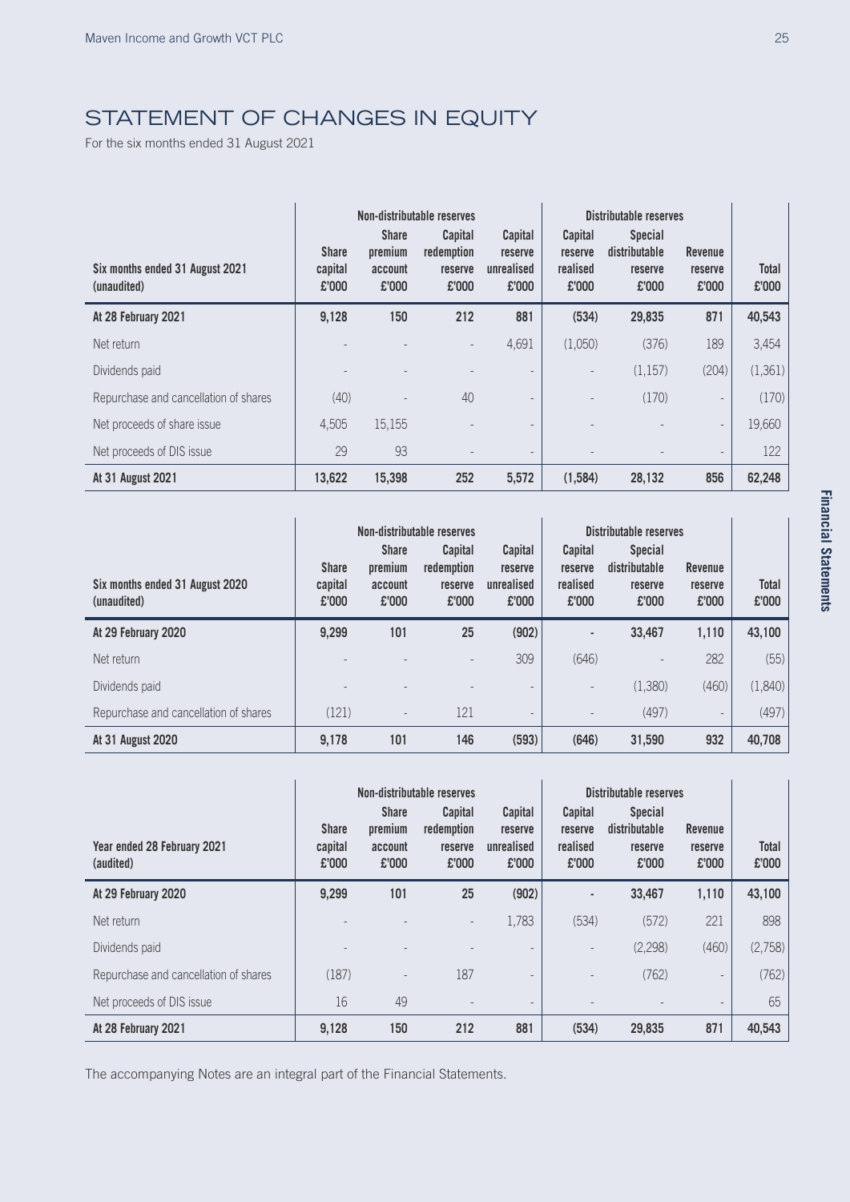# STATEMENT OF CHANGES IN EQUITY

For the six months ended 31 August 2021

| | Non-distributable reserves | | | | Distributable reserves | | | |
|---|---|---|---|---|---|---|---|---|
| Six months ended 31 August 2021 (unaudited) | Share capital £'000 | Share premium account £'000 | Capital redemption reserve £'000 | Capital reserve unrealised £'000 | Capital reserve realised £'000 | Special distributable reserve £'000 | Revenue reserve £'000 | Total £'000 |
| **At 28 February 2021** | **9,128** | **150** | **212** | **881** | **(534)** | **29,835** | **871** | **40,543** |
| Net return | - | - | - | 4,691 | (1,050) | (376) | 189 | 3,454 |
| Dividends paid | - | - | - | - | - | (1,157) | (204) | (1,361) |
| Repurchase and cancellation of shares | (40) | - | 40 | - | - | (170) | - | (170) |
| Net proceeds of share issue | 4,505 | 15,155 | - | - | - | - | - | 19,660 |
| Net proceeds of DIS issue | 29 | 93 | - | - | - | - | - | 122 |
| **At 31 August 2021** | **13,622** | **15,398** | **252** | **5,572** | **(1,584)** | **28,132** | **856** | **62,248** |

| | Non-distributable reserves | | | | Distributable reserves | | | |
|---|---|---|---|---|---|---|---|---|
| Six months ended 31 August 2020 (unaudited) | Share capital £'000 | Share premium account £'000 | Capital redemption reserve £'000 | Capital reserve unrealised £'000 | Capital reserve realised £'000 | Special distributable reserve £'000 | Revenue reserve £'000 | Total £'000 |
| **At 29 February 2020** | **9,299** | **101** | **25** | **(902)** | **-** | **33,467** | **1,110** | **43,100** |
| Net return | - | - | - | 309 | (646) | - | 282 | (55) |
| Dividends paid | - | - | - | - | - | (1,380) | (460) | (1,840) |
| Repurchase and cancellation of shares | (121) | - | 121 | - | - | (497) | - | (497) |
| **At 31 August 2020** | **9,178** | **101** | **146** | **(593)** | **(646)** | **31,590** | **932** | **40,708** |

| | Non-distributable reserves | | | | Distributable reserves | | | |
|---|---|---|---|---|---|---|---|---|
| Year ended 28 February 2021 (audited) | Share capital £'000 | Share premium account £'000 | Capital redemption reserve £'000 | Capital reserve unrealised £'000 | Capital reserve realised £'000 | Special distributable reserve £'000 | Revenue reserve £'000 | Total £'000 |
| **At 29 February 2020** | **9,299** | **101** | **25** | **(902)** | **-** | **33,467** | **1,110** | **43,100** |
| Net return | - | - | - | 1,783 | (534) | (572) | 221 | 898 |
| Dividends paid | - | - | - | - | - | (2,298) | (460) | (2,758) |
| Repurchase and cancellation of shares | (187) | - | 187 | - | - | (762) | - | (762) |
| Net proceeds of DIS issue | 16 | 49 | - | - | - | - | - | 65 |
| **At 28 February 2021** | **9,128** | **150** | **212** | **881** | **(534)** | **29,835** | **871** | **40,543** |

The accompanying Notes are an integral part of the Financial Statements.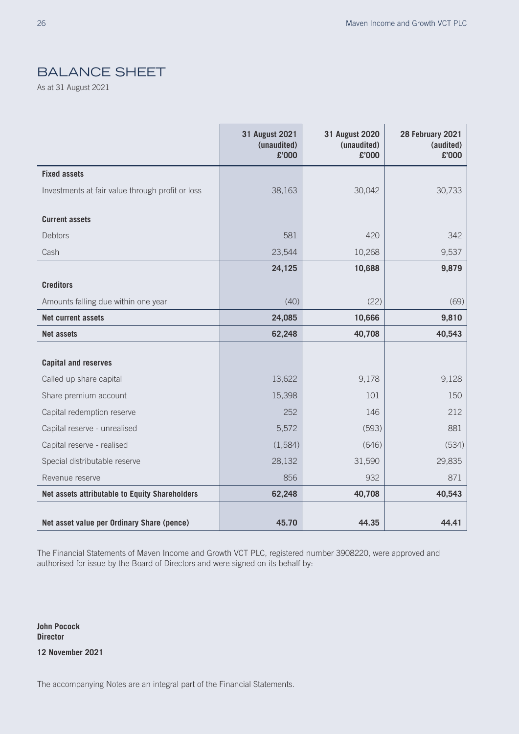# BALANCE SHEET

As at 31 August 2021

| | 31 August 2021 (unaudited) £'000 | 31 August 2020 (unaudited) £'000 | 28 February 2021 (audited) £'000 |
|---|---|---|---|
| **Fixed assets** | | | |
| Investments at fair value through profit or loss | 38,163 | 30,042 | 30,733 |
| **Current assets** | | | |
| Debtors | 581 | 420 | 342 |
| Cash | 23,544 | 10,268 | 9,537 |
| | **24,125** | **10,688** | **9,879** |
| **Creditors** | | | |
| Amounts falling due within one year | (40) | (22) | (69) |
| **Net current assets** | **24,085** | **10,666** | **9,810** |
| **Net assets** | **62,248** | **40,708** | **40,543** |
| **Capital and reserves** | | | |
| Called up share capital | 13,622 | 9,178 | 9,128 |
| Share premium account | 15,398 | 101 | 150 |
| Capital redemption reserve | 252 | 146 | 212 |
| Capital reserve - unrealised | 5,572 | (593) | 881 |
| Capital reserve - realised | (1,584) | (646) | (534) |
| Special distributable reserve | 28,132 | 31,590 | 29,835 |
| Revenue reserve | 856 | 932 | 871 |
| **Net assets attributable to Equity Shareholders** | **62,248** | **40,708** | **40,543** |
| **Net asset value per Ordinary Share (pence)** | **45.70** | **44.35** | **44.41** |

The Financial Statements of Maven Income and Growth VCT PLC, registered number 3908220, were approved and authorised for issue by the Board of Directors and were signed on its behalf by:

**John Pocock**
**Director**

**12 November 2021**

The accompanying Notes are an integral part of the Financial Statements.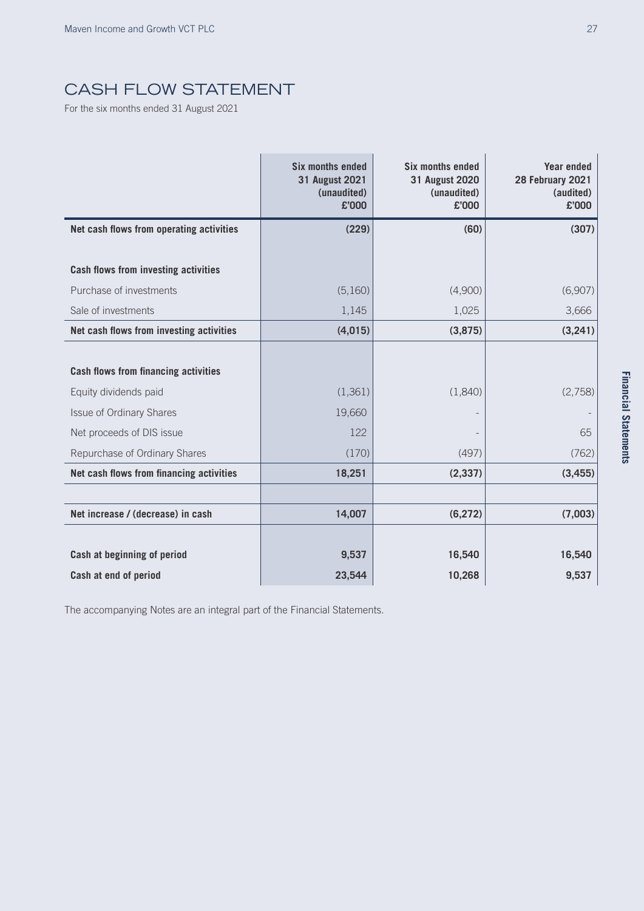# CASH FLOW STATEMENT

For the six months ended 31 August 2021

| | Six months ended 31 August 2021 (unaudited) £'000 | Six months ended 31 August 2020 (unaudited) £'000 | Year ended 28 February 2021 (audited) £'000 |
|---|---|---|---|
| **Net cash flows from operating activities** | **(229)** | **(60)** | **(307)** |
| | | | |
| **Cash flows from investing activities** | | | |
| Purchase of investments | (5,160) | (4,900) | (6,907) |
| Sale of investments | 1,145 | 1,025 | 3,666 |
| **Net cash flows from investing activities** | **(4,015)** | **(3,875)** | **(3,241)** |
| | | | |
| **Cash flows from financing activities** | | | |
| Equity dividends paid | (1,361) | (1,840) | (2,758) |
| Issue of Ordinary Shares | 19,660 | - | - |
| Net proceeds of DIS issue | 122 | - | 65 |
| Repurchase of Ordinary Shares | (170) | (497) | (762) |
| **Net cash flows from financing activities** | **18,251** | **(2,337)** | **(3,455)** |
| | | | |
| **Net increase / (decrease) in cash** | **14,007** | **(6,272)** | **(7,003)** |
| | | | |
| **Cash at beginning of period** | **9,537** | **16,540** | **16,540** |
| **Cash at end of period** | **23,544** | **10,268** | **9,537** |

The accompanying Notes are an integral part of the Financial Statements.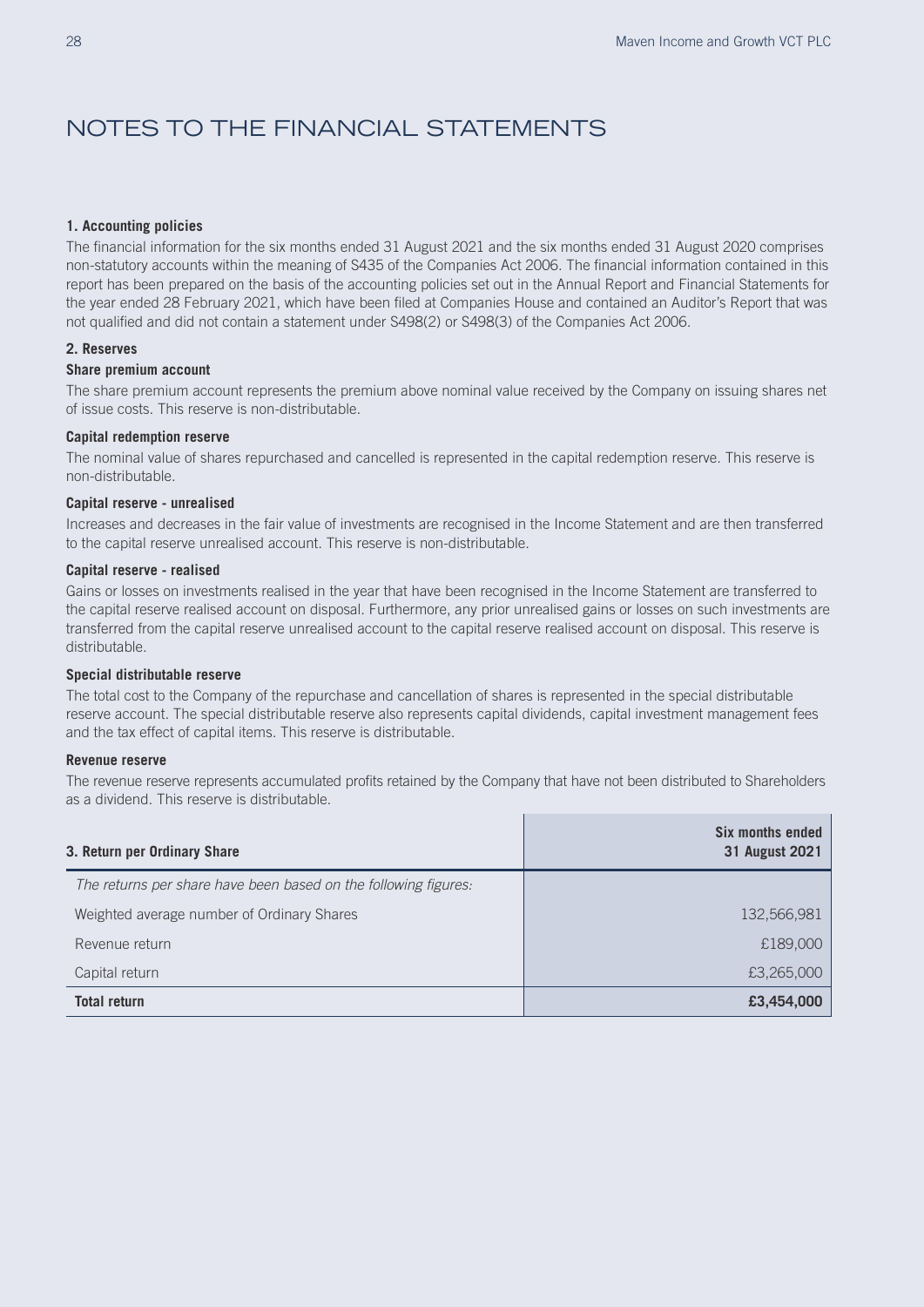# NOTES TO THE FINANCIAL STATEMENTS

**1. Accounting policies**

The financial information for the six months ended 31 August 2021 and the six months ended 31 August 2020 comprises non-statutory accounts within the meaning of S435 of the Companies Act 2006. The financial information contained in this report has been prepared on the basis of the accounting policies set out in the Annual Report and Financial Statements for the year ended 28 February 2021, which have been filed at Companies House and contained an Auditor's Report that was not qualified and did not contain a statement under S498(2) or S498(3) of the Companies Act 2006.

**2. Reserves**

**Share premium account**

The share premium account represents the premium above nominal value received by the Company on issuing shares net of issue costs. This reserve is non-distributable.

**Capital redemption reserve**

The nominal value of shares repurchased and cancelled is represented in the capital redemption reserve. This reserve is non-distributable.

**Capital reserve - unrealised**

Increases and decreases in the fair value of investments are recognised in the Income Statement and are then transferred to the capital reserve unrealised account. This reserve is non-distributable.

**Capital reserve - realised**

Gains or losses on investments realised in the year that have been recognised in the Income Statement are transferred to the capital reserve realised account on disposal. Furthermore, any prior unrealised gains or losses on such investments are transferred from the capital reserve unrealised account to the capital reserve realised account on disposal. This reserve is distributable.

**Special distributable reserve**

The total cost to the Company of the repurchase and cancellation of shares is represented in the special distributable reserve account. The special distributable reserve also represents capital dividends, capital investment management fees and the tax effect of capital items. This reserve is distributable.

**Revenue reserve**

The revenue reserve represents accumulated profits retained by the Company that have not been distributed to Shareholders as a dividend. This reserve is distributable.

| **3. Return per Ordinary Share** | **Six months ended 31 August 2021** |
|---|---|
| *The returns per share have been based on the following figures:* | |
| Weighted average number of Ordinary Shares | 132,566,981 |
| Revenue return | £189,000 |
| Capital return | £3,265,000 |
| **Total return** | **£3,454,000** |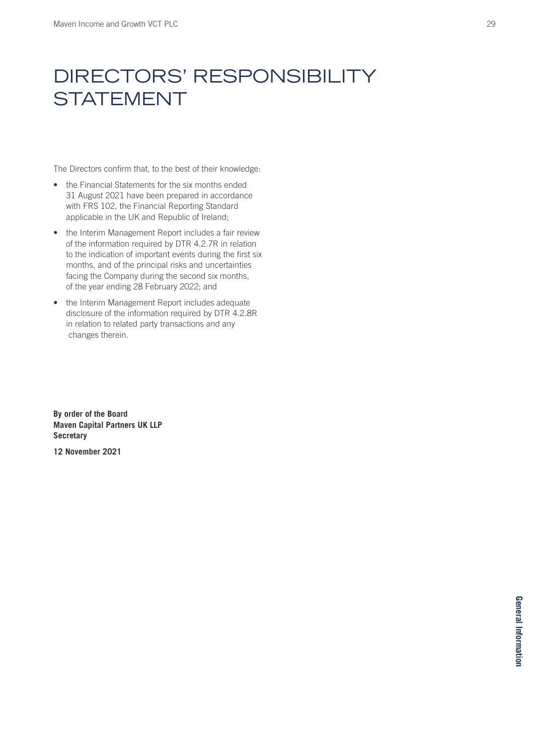# DIRECTORS' RESPONSIBILITY STATEMENT

The Directors confirm that, to the best of their knowledge:

- the Financial Statements for the six months ended 31 August 2021 have been prepared in accordance with FRS 102, the Financial Reporting Standard applicable in the UK and Republic of Ireland;
- the Interim Management Report includes a fair review of the information required by DTR 4.2.7R in relation to the indication of important events during the first six months, and of the principal risks and uncertainties facing the Company during the second six months, of the year ending 28 February 2022; and
- the Interim Management Report includes adequate disclosure of the information required by DTR 4.2.8R in relation to related party transactions and any changes therein.

**By order of the Board**
**Maven Capital Partners UK LLP**
**Secretary**

**12 November 2021**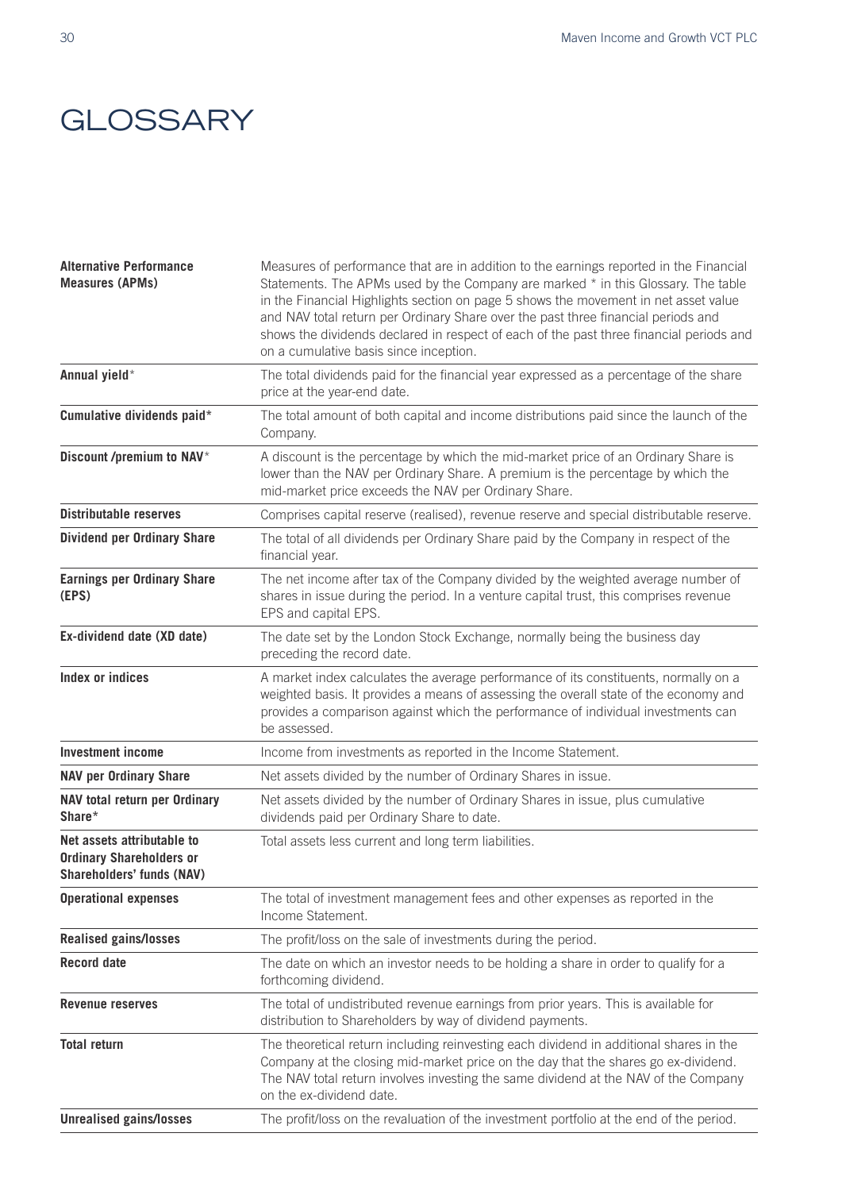# GLOSSARY

| | |
|---|---|
| **Alternative Performance Measures (APMs)** | Measures of performance that are in addition to the earnings reported in the Financial Statements. The APMs used by the Company are marked * in this Glossary. The table in the Financial Highlights section on page 5 shows the movement in net asset value and NAV total return per Ordinary Share over the past three financial periods and shows the dividends declared in respect of each of the past three financial periods and on a cumulative basis since inception. |
| **Annual yield*** | The total dividends paid for the financial year expressed as a percentage of the share price at the year-end date. |
| **Cumulative dividends paid*** | The total amount of both capital and income distributions paid since the launch of the Company. |
| **Discount /premium to NAV*** | A discount is the percentage by which the mid-market price of an Ordinary Share is lower than the NAV per Ordinary Share. A premium is the percentage by which the mid-market price exceeds the NAV per Ordinary Share. |
| **Distributable reserves** | Comprises capital reserve (realised), revenue reserve and special distributable reserve. |
| **Dividend per Ordinary Share** | The total of all dividends per Ordinary Share paid by the Company in respect of the financial year. |
| **Earnings per Ordinary Share (EPS)** | The net income after tax of the Company divided by the weighted average number of shares in issue during the period. In a venture capital trust, this comprises revenue EPS and capital EPS. |
| **Ex-dividend date (XD date)** | The date set by the London Stock Exchange, normally being the business day preceding the record date. |
| **Index or indices** | A market index calculates the average performance of its constituents, normally on a weighted basis. It provides a means of assessing the overall state of the economy and provides a comparison against which the performance of individual investments can be assessed. |
| **Investment income** | Income from investments as reported in the Income Statement. |
| **NAV per Ordinary Share** | Net assets divided by the number of Ordinary Shares in issue. |
| **NAV total return per Ordinary Share*** | Net assets divided by the number of Ordinary Shares in issue, plus cumulative dividends paid per Ordinary Share to date. |
| **Net assets attributable to Ordinary Shareholders or Shareholders' funds (NAV)** | Total assets less current and long term liabilities. |
| **Operational expenses** | The total of investment management fees and other expenses as reported in the Income Statement. |
| **Realised gains/losses** | The profit/loss on the sale of investments during the period. |
| **Record date** | The date on which an investor needs to be holding a share in order to qualify for a forthcoming dividend. |
| **Revenue reserves** | The total of undistributed revenue earnings from prior years. This is available for distribution to Shareholders by way of dividend payments. |
| **Total return** | The theoretical return including reinvesting each dividend in additional shares in the Company at the closing mid-market price on the day that the shares go ex-dividend. The NAV total return involves investing the same dividend at the NAV of the Company on the ex-dividend date. |
| **Unrealised gains/losses** | The profit/loss on the revaluation of the investment portfolio at the end of the period. |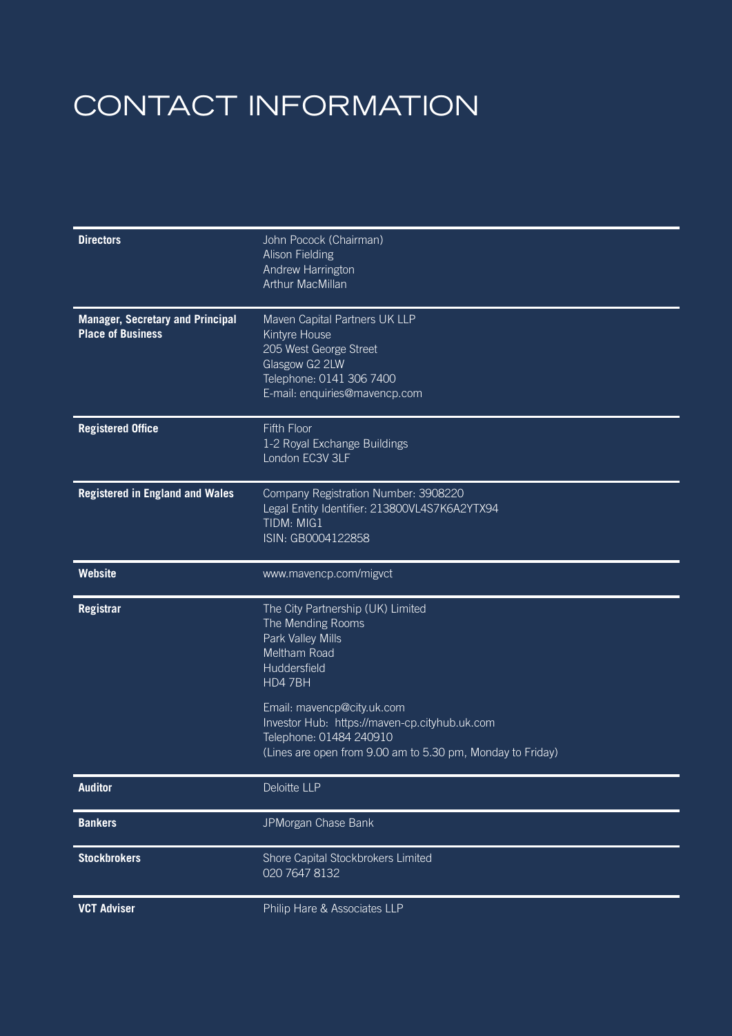# CONTACT INFORMATION

| | |
|---|---|
| **Directors** | John Pocock (Chairman)<br>Alison Fielding<br>Andrew Harrington<br>Arthur MacMillan |
| **Manager, Secretary and Principal Place of Business** | Maven Capital Partners UK LLP<br>Kintyre House<br>205 West George Street<br>Glasgow G2 2LW<br>Telephone: 0141 306 7400<br>E-mail: enquiries@mavencp.com |
| **Registered Office** | Fifth Floor<br>1-2 Royal Exchange Buildings<br>London EC3V 3LF |
| **Registered in England and Wales** | Company Registration Number: 3908220<br>Legal Entity Identifier: 213800VL4S7K6A2YTX94<br>TIDM: MIG1<br>ISIN: GB0004122858 |
| **Website** | www.mavencp.com/migvct |
| **Registrar** | The City Partnership (UK) Limited<br>The Mending Rooms<br>Park Valley Mills<br>Meltham Road<br>Huddersfield<br>HD4 7BH<br><br>Email: mavencp@city.uk.com<br>Investor Hub: https://maven-cp.cityhub.uk.com<br>Telephone: 01484 240910<br>(Lines are open from 9.00 am to 5.30 pm, Monday to Friday) |
| **Auditor** | Deloitte LLP |
| **Bankers** | JPMorgan Chase Bank |
| **Stockbrokers** | Shore Capital Stockbrokers Limited<br>020 7647 8132 |
| **VCT Adviser** | Philip Hare & Associates LLP |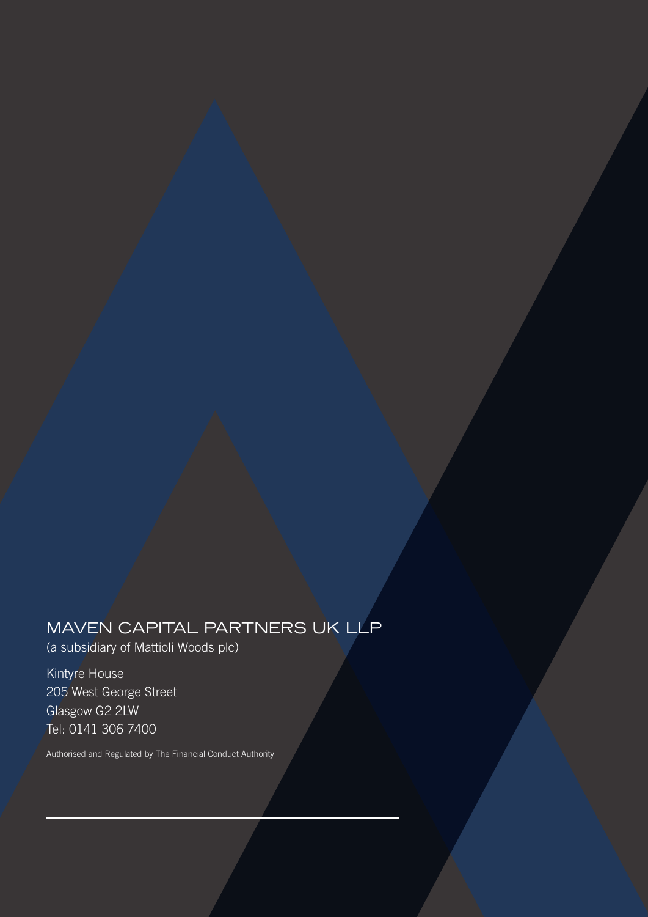MAVEN CAPITAL PARTNERS UK LLP

(a subsidiary of Mattioli Woods plc)

Kintyre House
205 West George Street
Glasgow G2 2LW
Tel: 0141 306 7400

Authorised and Regulated by The Financial Conduct Authority